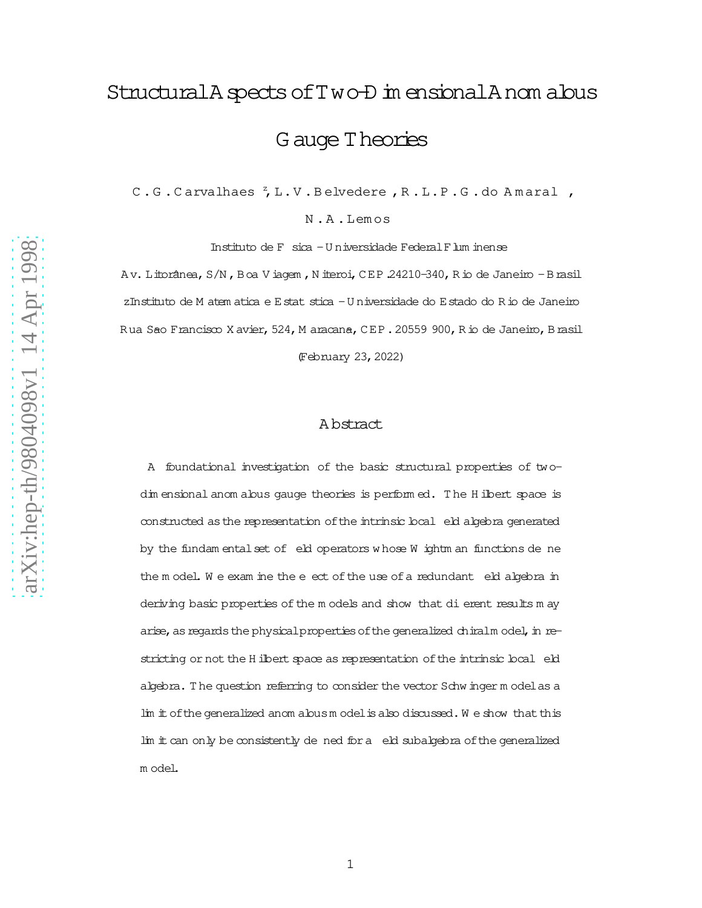# Structural Aspects of Two-Dimensional Anomalous Gauge Theories

C. G. Carvalhaes [z], L. V. Belvedere, R. L. P. G. do Amaral, N. A. Lemos

Instituto de Física - Universidade Federal Fluminense

Av. Litorânea, S/N, Boa Viagem, Niteroi, CEP.24210-340, Rio de Janeiro - Brasil

[z] Instituto de Matematica e Estatística - Universidade do Estado do Rio de Janeiro

Rua Sao Francisco Xavier, 524, Maracana, CEP. 20559 900, Rio de Janeiro, Brasil

(February 23, 2022)

## Abstract

A foundational investigation of the basic structural properties of two-dimensional anomalous gauge theories is performed. The Hilbert space is constructed as the representation of the intrinsic local field algebra generated by the fundamental set of field operators whose Wightman functions define the model. We examine the effect of the use of a redundant field algebra in deriving basic properties of the models and show that different results may arise, as regards the physical properties of the generalized chiral model, in restricting or not the Hilbert space as representation of the intrinsic local field algebra. The question referring to consider the vector Schwinger model as a limit of the generalized anomalous model is also discussed. We show that this limit can only be consistently defined for a field subalgebra of the generalized model.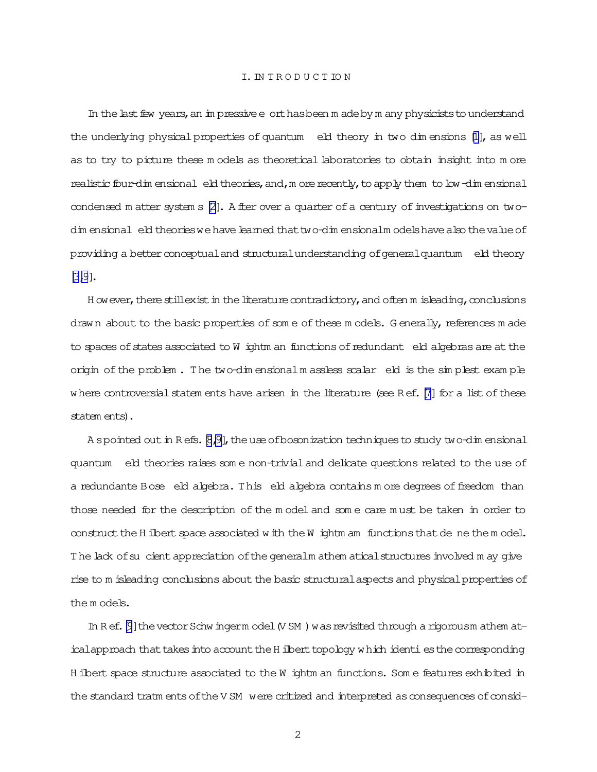## I. INTRODUCTION

In the last few years, an impressive effort has been made by many physicists to understand the underlying physical properties of quantum field theory in two dimensions [1], as well as to try to picture these models as theoretical laboratories to obtain insight into more realistic four-dimensional field theories, and, more recently, to apply them to low-dimensional condensed matter systems [2]. After over a quarter of a century of investigations on two-dimensional field theories we have learned that two-dimensional models have also the value of providing a better conceptual and structural understanding of general quantum field theory [3,9].

However, there still exist in the literature contradictory, and often misleading, conclusions drawn about to the basic properties of some of these models. Generally, references made to spaces of states associated to Wightman functions of redundant field algebras are at the origin of the problem. The two-dimensional massless scalar field is the simplest example where controversial statements have arisen in the literature (see Ref. [7] for a list of these statements).

As pointed out in Refs. [8,9], the use of bosonization techniques to study two-dimensional quantum field theories raises some non-trivial and delicate questions related to the use of a redundante Bose field algebra. This field algebra contains more degrees of freedom than those needed for the description of the model and some care must be taken in order to construct the Hilbert space associated with the Wightmam functions that define the model. The lack of sufficient appreciation of the general mathematical structures involved may give rise to misleading conclusions about the basic structural aspects and physical properties of the models.

In Ref. [9] the vector Schwinger model (VSM) was revisited through a rigorous mathematical approach that takes into account the Hilbert topology which identifies the corresponding Hilbert space structure associated to the Wightman functions. Some features exhibited in the standard tratments of the VSM were critized and interpreted as consequences of consid-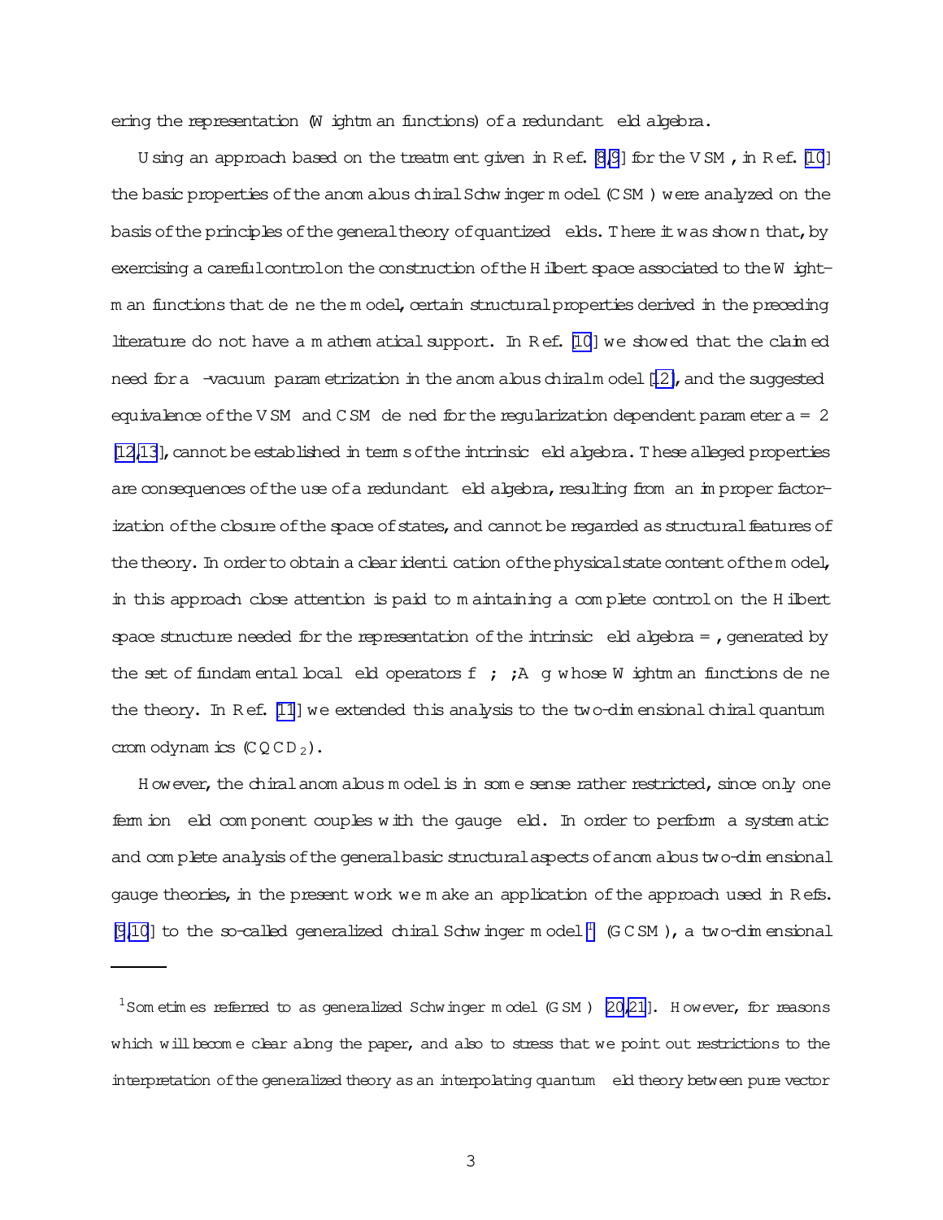ering the representation (Wightman functions) of a redundant field algebra.

Using an approach based on the treatment given in Ref. [8,9] for the VSM, in Ref. [10] the basic properties of the anomalous chiral Schwinger model (CSM) were analyzed on the basis of the principles of the general theory of quantized fields. There it was shown that, by exercising a careful control on the construction of the Hilbert space associated to the Wightman functions that define the model, certain structural properties derived in the preceding literature do not have a mathematical support. In Ref. [10] we showed that the claimed need for a $\theta$-vacuum parametrization in the anomalous chiral model [12], and the suggested equivalence of the VSM and CSM defined for the regularization dependent parameter $a = 2$ [12,13], cannot be established in terms of the intrinsic field algebra. These alleged properties are consequences of the use of a redundant field algebra, resulting from an improper factorization of the closure of the space of states, and cannot be regarded as structural features of the theory. In order to obtain a clear identification of the physical state content of the model, in this approach close attention is paid to maintaining a complete control on the Hilbert space structure needed for the representation of the intrinsic field algebra $\Im$, generated by the set of fundamental local field operators $\{\psi, \bar{\psi}, A_\mu\}$ whose Wightman functions define the theory. In Ref. [11] we extended this analysis to the two-dimensional chiral quantum cromodynamics ($CQCD_2$).

However, the chiral anomalous model is in some sense rather restricted, since only one fermion field component couples with the gauge field. In order to perform a systematic and complete analysis of the general basic structural aspects of anomalous two-dimensional gauge theories, in the present work we make an application of the approach used in Refs. [9,10] to the so-called generalized chiral Schwinger model [1] (GCSM), a two-dimensional

[1] Sometimes referred to as generalized Schwinger model (GSM) [20,21]. However, for reasons which will become clear along the paper, and also to stress that we point out restrictions to the interpretation of the generalized theory as an interpolating quantum field theory between pure vector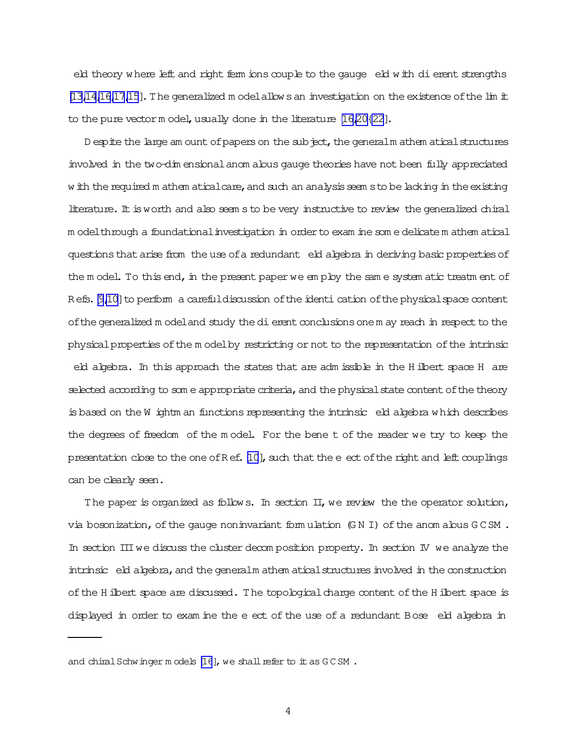field theory where left and right fermions couple to the gauge field with different strengths [13,14,16,17,15]. The generalized model allows an investigation on the existence of the limit to the pure vector model, usually done in the literature [16,20–22].

Despite the large amount of papers on the subject, the general mathematical structures involved in the two-dimensional anomalous gauge theories have not been fully appreciated with the required mathematical care, and such an analysis seems to be lacking in the existing literature. It is worth and also seems to be very instructive to review the generalized chiral model through a foundational investigation in order to examine some delicate mathematical questions that arise from the use of a redundant field algebra in deriving basic properties of the model. To this end, in the present paper we employ the same systematic treatment of Refs. [9,10] to perform a careful discussion of the identification of the physical space content of the generalized model and study the different conclusions one may reach in respect to the physical properties of the model by restricting or not to the representation of the intrinsic field algebra. In this approach the states that are admissible in the Hilbert space $\mathcal{H}$ are selected according to some appropriate criteria, and the physical state content of the theory is based on the Wightman functions representing the intrinsic field algebra which describes the degrees of freedom of the model. For the benefit of the reader we try to keep the presentation close to the one of Ref. [10], such that the effect of the right and left couplings can be clearly seen.

The paper is organized as follows. In section II, we review the the operator solution, via bosonization, of the gauge noninvariant formulation (GNI) of the anomalous GCSM. In section III we discuss the cluster decomposition property. In section IV we analyze the intrinsic field algebra, and the general mathematical structures involved in the construction of the Hilbert space are discussed. The topological charge content of the Hilbert space is displayed in order to examine the effect of the use of a redundant Bose field algebra in

---

and chiral Schwinger models [16], we shall refer to it as GCSM.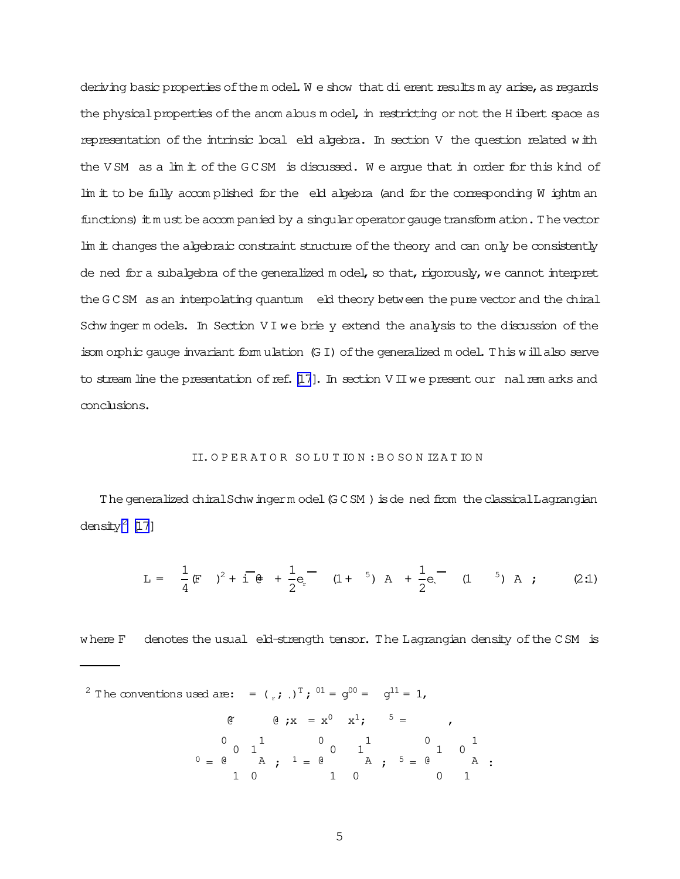deriving basic properties of the model. We show that different results may arise, as regards the physical properties of the anomalous model, in restricting or not the Hilbert space as representation of the intrinsic local field algebra. In section V the question related with the VSM as a limit of the GCSM is discussed. We argue that in order for this kind of limit to be fully accomplished for the field algebra (and for the corresponding Wightman functions) it must be accompanied by a singular operator gauge transformation. The vector limit changes the algebraic constraint structure of the theory and can only be consistently defined for a subalgebra of the generalized model, so that, rigorously, we cannot interpret the GCSM as an interpolating quantum field theory between the pure vector and the chiral Schwinger models. In Section VI we briefly extend the analysis to the discussion of the isomorphic gauge invariant formulation (GI) of the generalized model. This will also serve to stream line the presentation of ref. [17]. In section VII we present our final remarks and conclusions.

## II. OPERATOR SOLUTION: BOSONIZATION

The generalized chiral Schwinger model (GCSM) is defined from the classical Lagrangian density[2] [17]

$$\mathcal{L} = -\frac{1}{4}(F_{\mu\nu})^2 + i\bar{\psi}\partial\!\!\!/\psi + \frac{1}{2}e_r\bar{\psi}\gamma^\mu(1+\gamma^5)\psi A_\mu + \frac{1}{2}e_\ell\bar{\psi}\gamma^\mu(1-\gamma^5)\psi A_\mu\,, \tag{2.1}$$

where $F_{\mu\nu}$ denotes the usual field-strength tensor. The Lagrangian density of the CSM is

---

[2] The conventions used are: $\psi = (\psi_r\,,\psi_\ell)^T$; $\epsilon^{01} = g^{00} = -g^{11} = 1$,

$$\tilde{\partial}_\mu \equiv \epsilon_{\mu\nu}\partial^\nu\,;\; x^\pm = x^0 \pm x^1\,;\quad \gamma^\mu\gamma^5 = \epsilon^{\mu\nu}\gamma_\nu\,,$$

$$\gamma^0 = \begin{pmatrix} 0 & 1 \\ 1 & 0 \end{pmatrix}\,;\quad \gamma^1 = \begin{pmatrix} 0 & 1 \\ -1 & 0 \end{pmatrix}\,;\quad \gamma^5 = \begin{pmatrix} 1 & 0 \\ 0 & -1 \end{pmatrix}\,.$$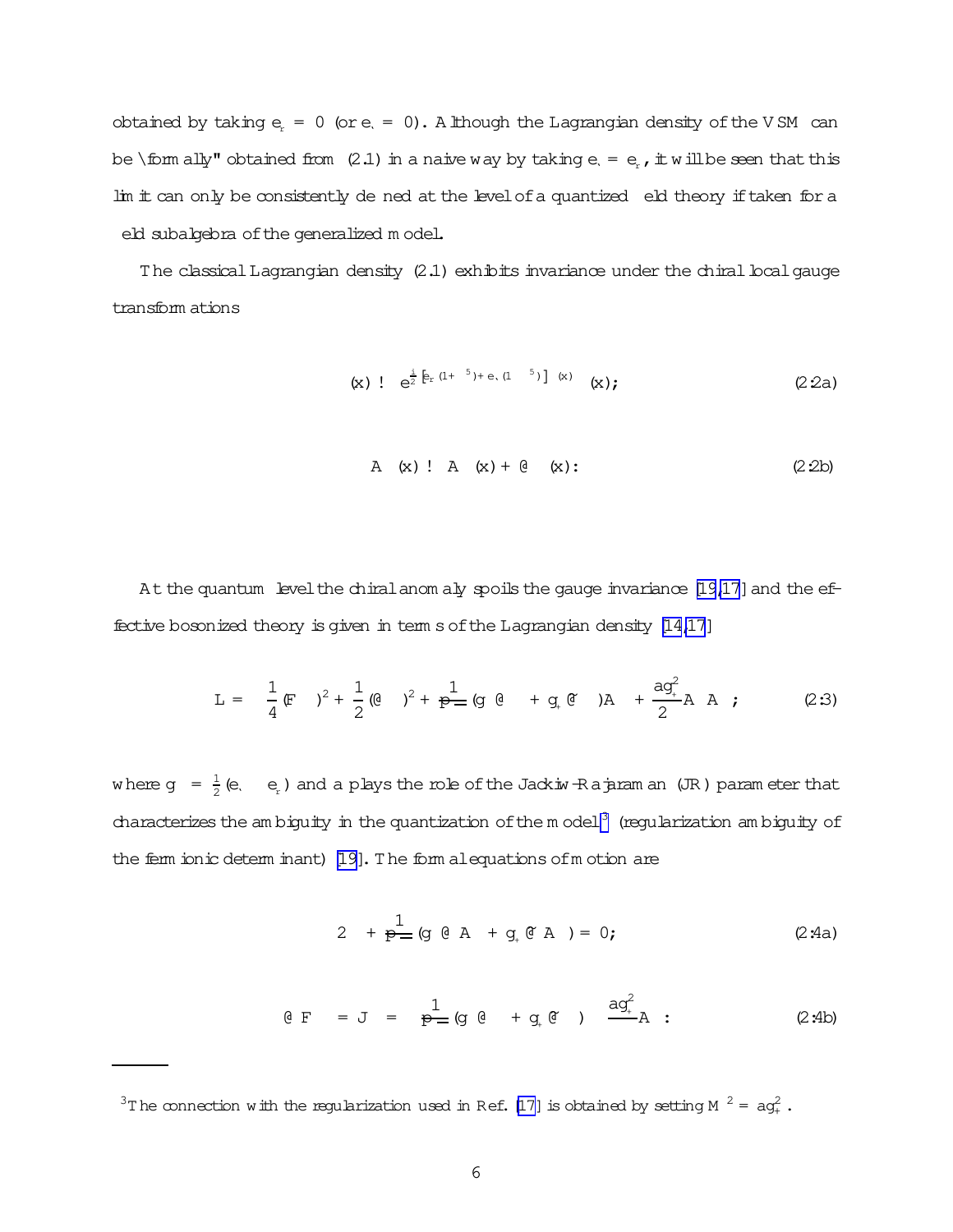obtained by taking $e_r = 0$ (or $e_\ell = 0$). Although the Lagrangian density of the VSM can be "formally" obtained from (2.1) in a naive way by taking $e_\ell = e_r$, it will be seen that this limit can only be consistently defined at the level of a quantized field theory if taken for a field subalgebra of the generalized model.

The classical Lagrangian density (2.1) exhibits invariance under the chiral local gauge transformations

$$\psi(x) \to e^{\frac{i}{2}[e_r(1+\gamma^5)+e_\ell(1-\gamma^5)]\,\theta(x)}\,\psi(x)\,; \tag{2.2a}$$

$$A_\mu(x) \to A_\mu(x) + \partial_\mu \theta(x)\,. \tag{2.2b}$$

At the quantum level the chiral anomaly spoils the gauge invariance [19,17] and the effective bosonized theory is given in terms of the Lagrangian density [14,17]

$$\mathcal{L} = -\frac{1}{4}(F_{\mu\nu})^2 + \frac{1}{2}(\partial_\mu\phi)^2 + \frac{1}{\sqrt{\pi}}(g_-\partial_\mu\phi + g_+\tilde{\partial}_\mu\phi)A^\mu + \frac{a g_+^2}{2}A_\mu A^\mu\,; \tag{2.3}$$

where $g_\pm = \frac{1}{2}(e_\ell \pm e_r)$ and $a$ plays the role of the Jackiw-Rajaraman (JR) parameter that characterizes the ambiguity in the quantization of the model[3] (regularization ambiguity of the fermionic determinant) [19]. The formal equations of motion are

$$\Box\phi + \frac{1}{\sqrt{\pi}}(g_-\partial_\mu A^\mu + g_+\tilde{\partial}_\mu A^\mu) = 0\,; \tag{2.4a}$$

$$\partial_\mu F^{\mu\nu} = -J^\nu = -\frac{1}{\sqrt{\pi}}(g_-\partial^\nu\phi + g_+\tilde{\partial}^\nu\phi) - a g_+^2 A^\nu\,. \tag{2.4b}$$

---

[3] The connection with the regularization used in Ref. [17] is obtained by setting $M^2 = a g_+^2$.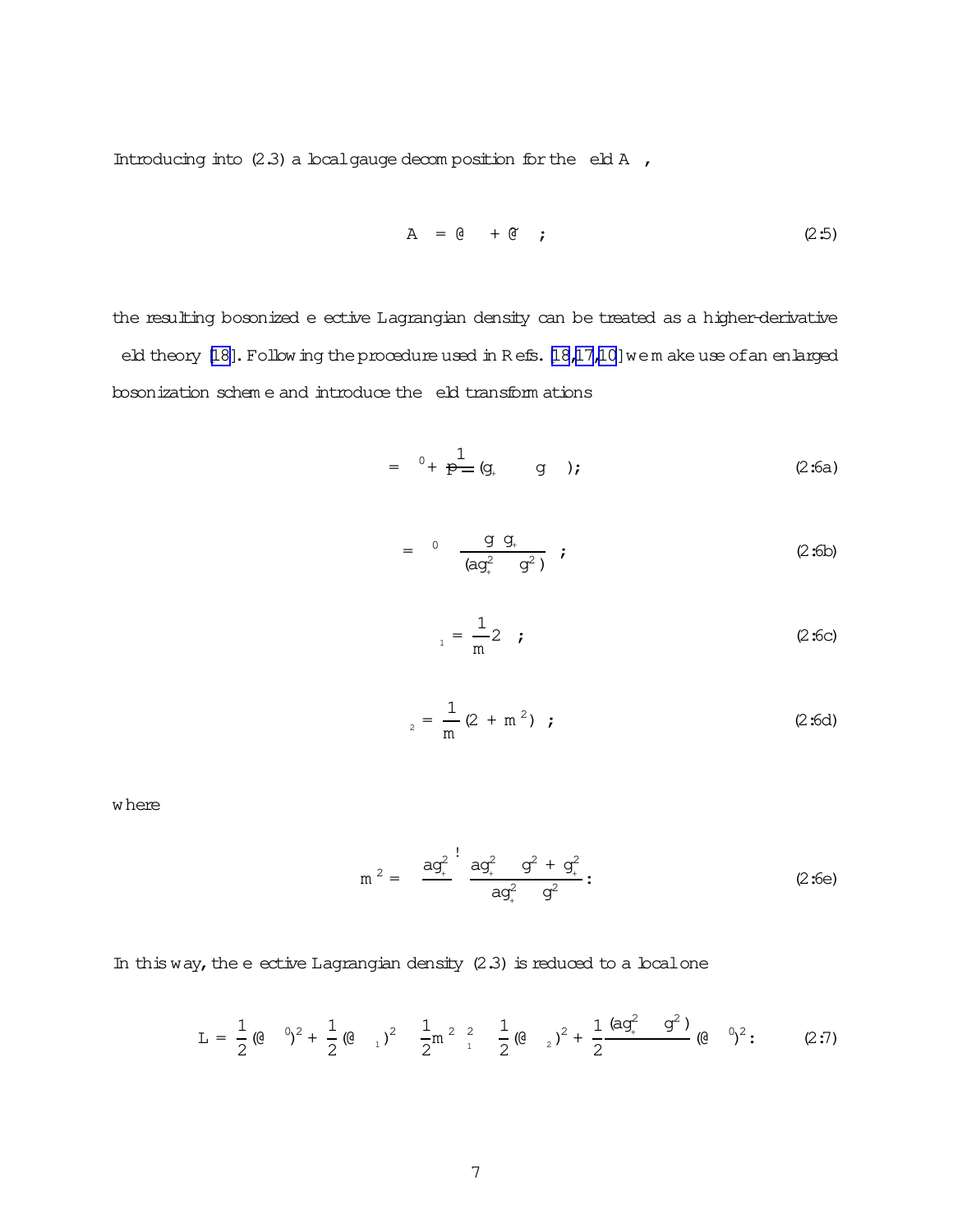Introducing into (2.3) a local gauge decomposition for the field $A_\mu$,

$$
A_\mu = \partial_\mu \xi + \tilde{\partial}_\mu \eta \; ; \tag{2.5}
$$

the resulting bosonized effective Lagrangian density can be treated as a higher-derivative field theory [18]. Following the procedure used in Refs. [18,17,10] we make use of an enlarged bosonization scheme and introduce the field transformations

$$
\phi = \phi^0 + \frac{1}{\sqrt{\pi}}(g_+ \xi - g_- \eta) \; ; \tag{2:6a}
$$

$$
\xi = \xi^0 - \frac{g_- g_+}{(a g_+^2 - g_-^2)} \eta \; ; \tag{2:6b}
$$

$$
\theta_1 = \frac{1}{m}\Box \eta \; ; \tag{2:6c}
$$

$$
\theta_2 = \frac{1}{m}(\Box + m^2)\eta \; ; \tag{2:6d}
$$

where

$$
m^2 = \left(\frac{a g_+^2}{\pi}\right) \frac{a g_+^2 - g_-^2 + g_+^2}{a g_+^2 - g_-^2} \, . \tag{2:6e}
$$

In this way, the effective Lagrangian density (2.3) is reduced to a local one

$$
\mathcal{L} = \frac{1}{2}(\partial_\mu \phi^0)^2 + \frac{1}{2}(\partial_\mu \theta_1)^2 - \frac{1}{2}m^2 \theta_1^2 - \frac{1}{2}(\partial_\mu \theta_2)^2 + \frac{1}{2}\frac{(a g_+^2 - g_-^2)}{\pi}(\partial_\mu \xi^0)^2 \, . \tag{2:7}
$$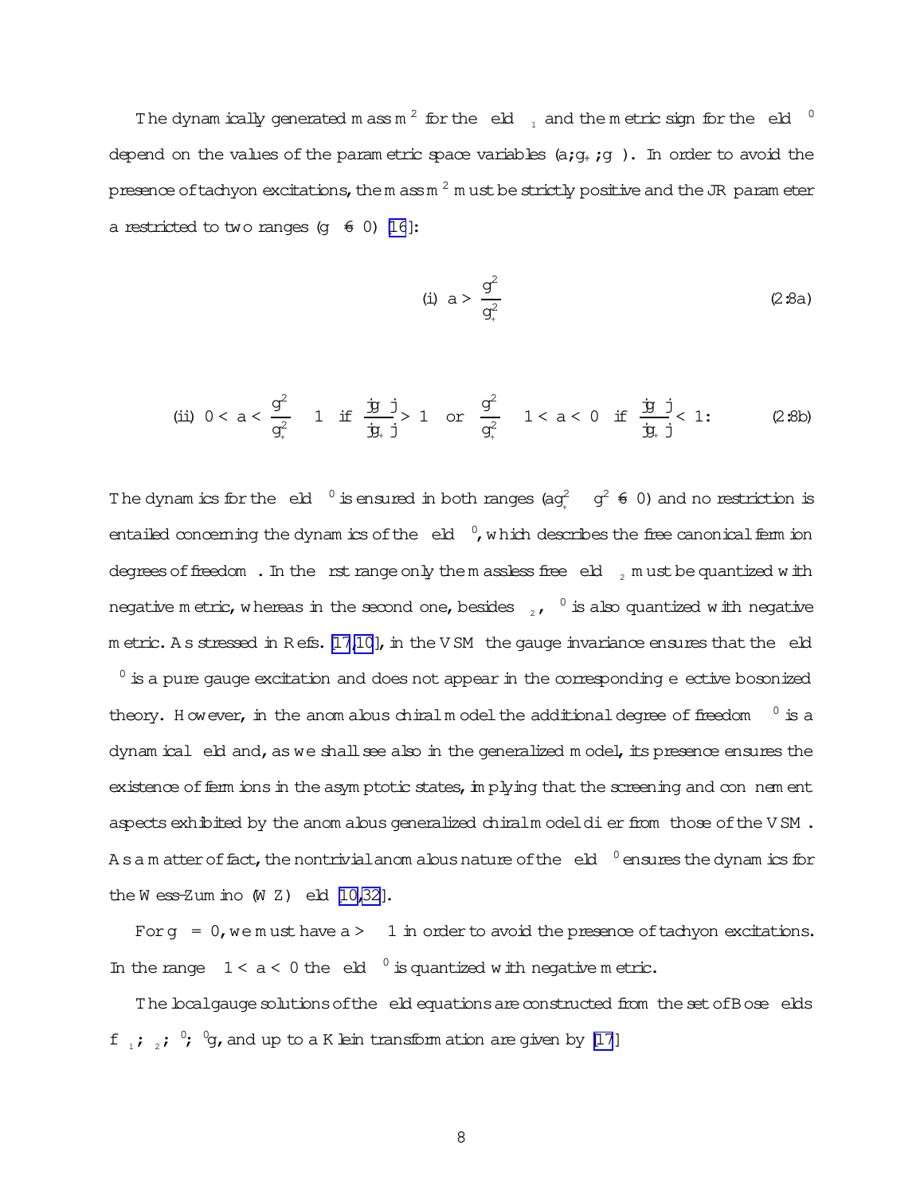The dynamically generated mass $m^2$ for the field $\tilde{\phi}_1$ and the metric sign for the field $\eta^0$ depend on the values of the parametric space variables $(a; g_+; g_-)$. In order to avoid the presence of tachyon excitations, the mass $m^2$ must be strictly positive and the JR parameter a restricted to two ranges ($g_- \neq 0$) [16]:

$$\text{(i)} \;\; a > \frac{g_-^2}{g_+^2} \tag{2.8a}$$

$$\text{(ii)} \;\; 0 < a < \frac{g_-^2}{g_+^2} - 1 \;\; \text{if} \;\; \frac{|g_-|}{|g_+|} > 1 \quad \text{or} \quad \frac{g_-^2}{g_+^2} - 1 < a < 0 \;\; \text{if} \;\; \frac{|g_-|}{|g_+|} < 1. \tag{2.8b}$$

The dynamics for the field $\eta^0$ is ensured in both ranges ($a g_+^2 - g_-^2 \neq 0$) and no restriction is entailed concerning the dynamics of the field $\xi^0$, which describes the free canonical fermion degrees of freedom. In the first range only the massless free field $\tilde{\phi}_2$ must be quantized with negative metric, whereas in the second one, besides $\tilde{\phi}_2$, $\eta^0$ is also quantized with negative metric. As stressed in Refs. [17,10], in the VSM the gauge invariance ensures that the field $\eta^0$ is a pure gauge excitation and does not appear in the corresponding effective bosonized theory. However, in the anomalous chiral model the additional degree of freedom $\eta^0$ is a dynamical field and, as we shall see also in the generalized model, its presence ensures the existence of fermions in the asymptotic states, implying that the screening and confinement aspects exhibited by the anomalous generalized chiral model differ from those of the VSM. As a matter of fact, the nontrivial anomalous nature of the field $\eta^0$ ensures the dynamics for the Wess-Zumino (WZ) field [10,32].

For $g_- = 0$, we must have $a > 1$ in order to avoid the presence of tachyon excitations. In the range $-1 < a < 0$ the field $\eta^0$ is quantized with negative metric.

The local gauge solutions of the field equations are constructed from the set of Bose fields $\{\tilde{\phi}_1; \tilde{\phi}_2; \eta^0; \xi^0\}$, and up to a Klein transformation are given by [17]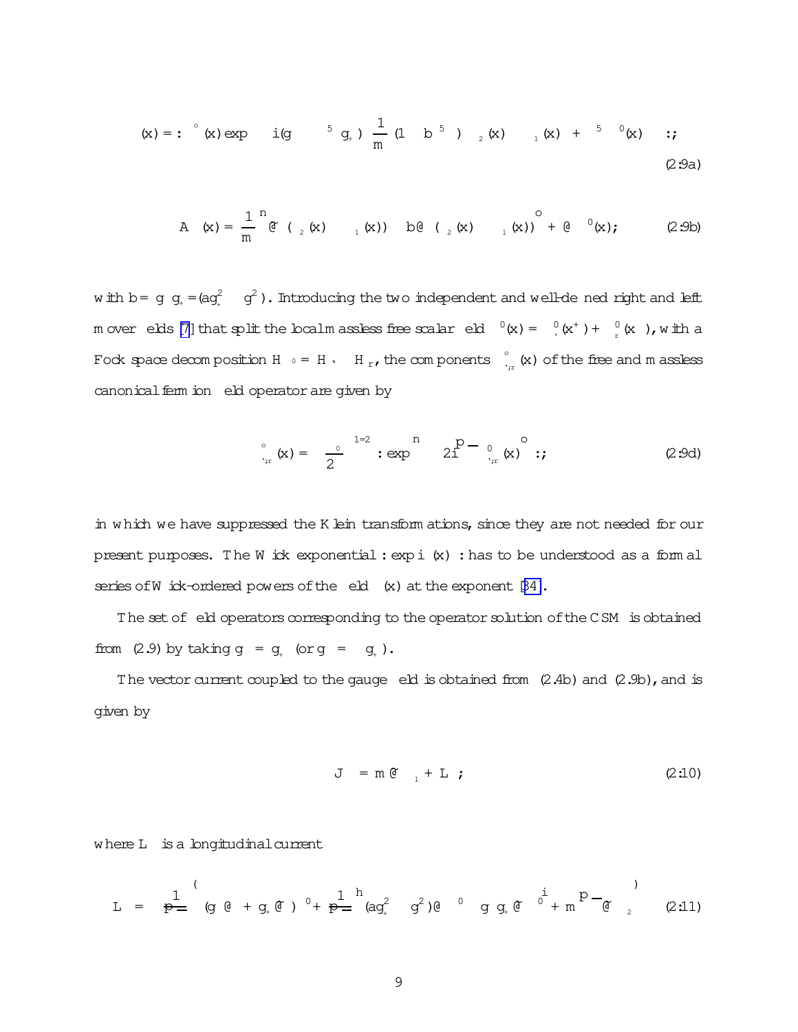$$\psi(x) = :\psi^{\circ}(x) \exp\left\{ i\left(g\,\gamma^5 - g_+\right)\left[\frac{1}{m}\left(1 - b\,\gamma^5\right)\left(\eta_2(x) - \xi_1(x)\right) + \gamma^5 \varphi^0(x)\right]\right\}:, \tag{2.9a}$$

$$A_\mu(x) = \frac{1}{m}\left\{\tilde{\partial}_\mu\left(\eta_2(x) - \xi_1(x)\right) - b\,\partial_\mu\left(\eta_2(x) - \xi_1(x)\right)\right\} + \partial_\mu \varphi^0(x); \tag{2.9b}$$

with $b = g\,g_+/(a g_+^2 - g^2)$. Introducing the two independent and well-defined right and left mover fields [7] that split the local massless free scalar field $\varphi^0(x) = \varphi^0_\ell(x^+) + \varphi^0_r(x^-)$, with a Fock space decomposition $\mathcal{H}_{\varphi^0} = \mathcal{H}_\ell \otimes \mathcal{H}_r$, the components $\psi^{\circ}_{\ell, r}(x)$ of the free and massless canonical fermion field operator are given by

$$\psi^{\circ}_{\ell, r}(x) = \left(\frac{\mu_0}{2\pi}\right)^{1/2} : \exp\left\{2 i \sqrt{\pi}\, \varphi^0_{\ell, r}(x)\right\}:, \tag{2.9d}$$

in which we have suppressed the Klein transformations, since they are not needed for our present purposes. The Wick exponential $: \exp i\Phi(x) :$ has to be understood as a formal series of Wick-ordered powers of the field $\Phi(x)$ at the exponent [34].

The set of field operators corresponding to the operator solution of the CSM is obtained from (2.9) by taking $g = g_+$ (or $g = -g_+$).

The vector current coupled to the gauge field is obtained from (2.4b) and (2.9b), and is given by

$$J^\mu = m\,\tilde{\partial}^\mu \xi_1 + L^\mu\,, \tag{2.10}$$

where $L^\mu$ is a longitudinal current

$$L^\mu = \frac{1}{\sqrt{\pi}}\left(g\,\partial^\mu + g_+\tilde{\partial}^\mu\right)\varphi^0 + \frac{1}{\sqrt{\pi}}\left[\left(a g_+^2 - g^2\right)\partial^\mu \varphi^0 - g\,g_+\tilde{\partial}^\mu \varphi^0\right] + m\sqrt{\pi}\,\tilde{\partial}^\mu \eta_2 \tag{2.11}$$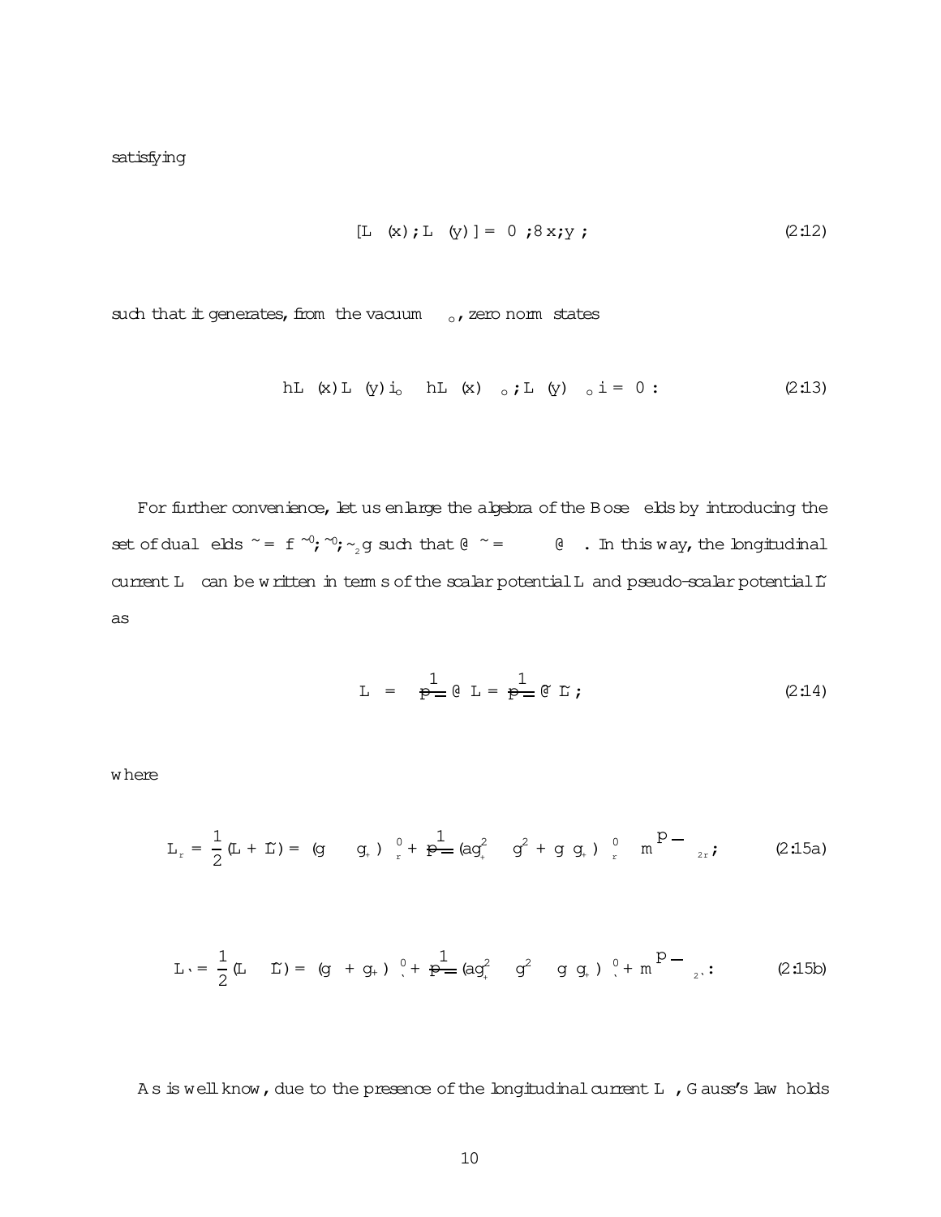satisfying

$$[L_\mu(x), L_\nu(y)] = 0 \; ; \forall x, y \; , \tag{2.12}$$

such that it generates, from the vacuum $\Psi_o$, zero norm states

$$\langle L_\mu(x) L_\nu(y) \rangle_o \equiv \langle L_\mu(x) \Psi_o , L_\nu(y) \Psi_o \rangle = 0 \; . \tag{2.13}$$

For further convenience, let us enlarge the algebra of the Bose fields by introducing the set of dual fields $\tilde{\phi} = \{ \tilde{\varphi}^0 , \tilde{\eta}^0 , \tilde{\xi}_2 \}$ such that $\partial_\mu \tilde{\phi} = -\epsilon_{\mu\nu} \partial^\nu \phi$. In this way, the longitudinal current $L_\mu$ can be written in terms of the scalar potential $L$ and pseudo-scalar potential $\tilde{L}$ as

$$L_\mu = -\frac{1}{\sqrt{\pi}} \epsilon_{\mu\nu} \partial^\nu L = \frac{1}{\sqrt{\pi}} \partial_\mu \tilde{L} \; , \tag{2.14}$$

where

$$L_r = \frac{1}{2} ( L + \tilde{L} ) = ( g - g_+ ) \varphi^0_r + \frac{1}{\sqrt{\pi}} ( a g_+^2 - g^2 + g g_+ ) \eta^0_r - m \sqrt{\pi} \, \xi_{2r} \; , \tag{2.15a}$$

$$L_\ell = \frac{1}{2} ( L - \tilde{L} ) = ( g + g_+ ) \varphi^0_\ell + \frac{1}{\sqrt{\pi}} ( a g_+^2 - g^2 - g g_+ ) \eta^0_\ell + m \sqrt{\pi} \, \xi_{2\ell} \; . \tag{2.15b}$$

As is well know, due to the presence of the longitudinal current $L_\mu$, Gauss's law holds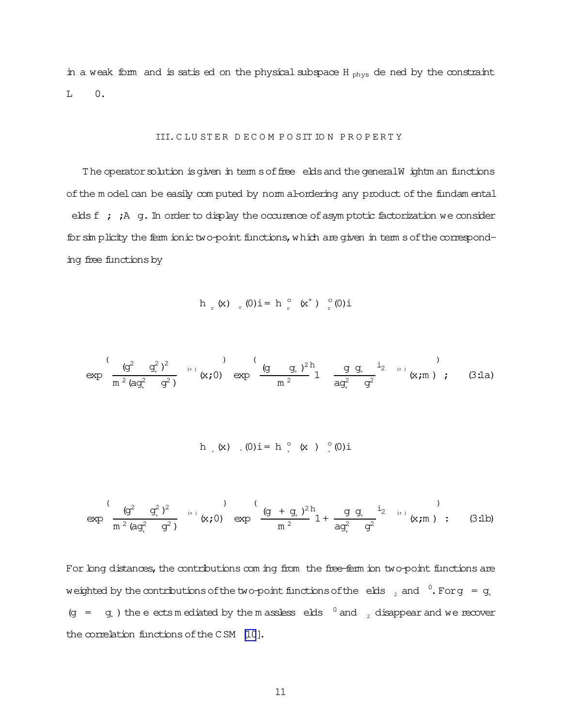in a weak form and is satisfied on the physical subspace $\mathcal{H}_{phys}$ defined by the constraint $L \approx 0$.

### III. CLUSTER DECOMPOSITION PROPERTY

The operator solution is given in terms of free fields and the general Wightman functions of the model can be easily computed by normal-ordering any product of the fundamental fields $f\ \psi ; \phi ; A\ g$. In order to display the occurence of asymptotic factorization we consider for simplicity the fermionic two-point functions, which are given in terms of the corresponding free functions by

$$
h\,\psi_r(x)\,\psi_r^\dagger(0)\,i = h\,\psi_r^{\circ}(x^+)\,\psi_r^{\circ\dagger}(0)\,i
$$

$$
\exp\left\{\frac{(g^2 - g_+^2)^2}{m^2(a g_+^2 - g^2)}\,\Delta^{(+)}(x;0)\right\}\exp\left\{\frac{(g - g_+)^2}{m^2}\Big[1 - \frac{g\,g_+}{a g_+^2 - g^2}\Big]^2\,\Delta^{(+)}(x;m)\right\} ; \qquad (3.1a)
$$

$$
h\,\psi_\ell(x)\,\psi_\ell^\dagger(0)\,i = h\,\psi_\ell^{\circ}(x^-)\,\psi_\ell^{\circ\dagger}(0)\,i
$$

$$
\exp\left\{\frac{(g^2 - g_+^2)^2}{m^2(a g_+^2 - g^2)}\,\Delta^{(+)}(x;0)\right\}\exp\left\{\frac{(g + g_+)^2}{m^2}\Big[1 + \frac{g\,g_+}{a g_+^2 - g^2}\Big]^2\,\Delta^{(+)}(x;m)\right\} : \qquad (3.1b)
$$

For long distances, the contributions coming from the free-fermion two-point functions are weighted by the contributions of the two-point functions of the fields $\phi_2$ and $\eta^0$. For $g = g_+$ ($g = -g_+$) the effects mediated by the massless fields $\eta^0$ and $\phi_2$ disappear and we recover the correlation functions of the CSM [10].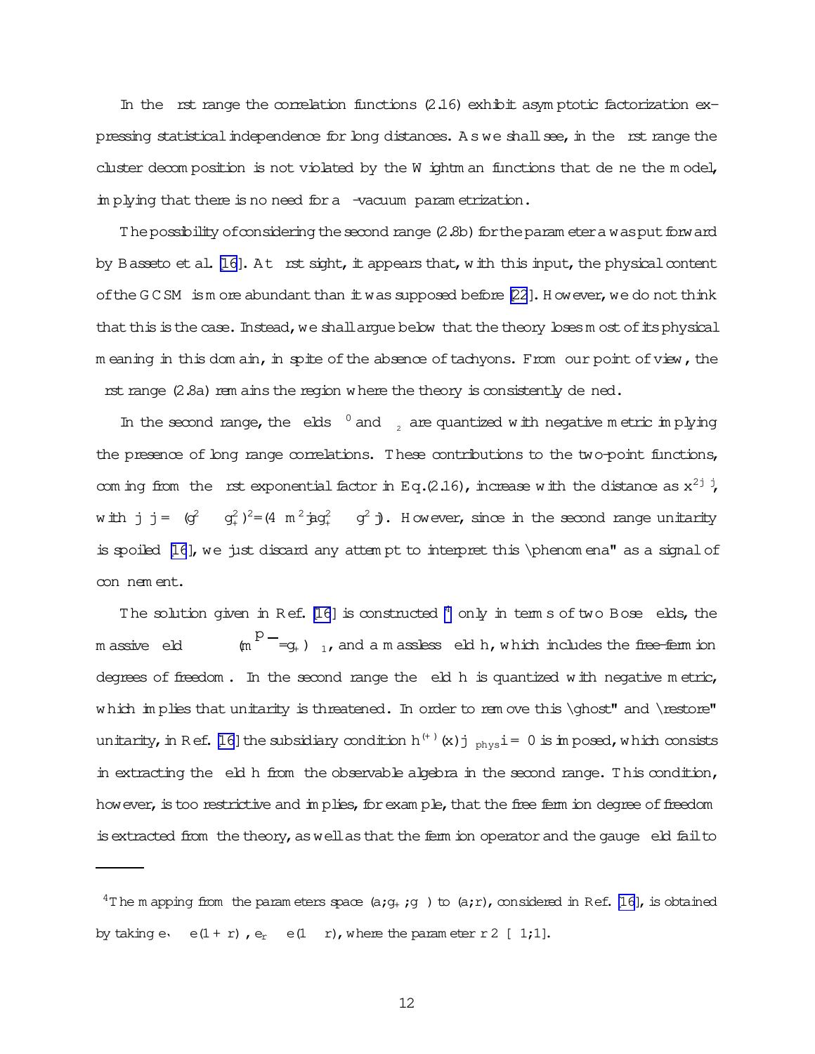In the first range the correlation functions (2.16) exhibit asymptotic factorization expressing statistical independence for long distances. As we shall see, in the first range the cluster decomposition is not violated by the Wightman functions that define the model, implying that there is no need for a $\theta$-vacuum parametrization.

The possibility of considering the second range (2.8b) for the parameter $a$ was put forward by Basseto et al. [16]. At first sight, it appears that, with this input, the physical content of the GCSM is more abundant than it was supposed before [22]. However, we do not think that this is the case. Instead, we shall argue below that the theory loses most of its physical meaning in this domain, in spite of the absence of tachyons. From our point of view, the first range (2.8a) remains the region where the theory is consistently defined.

In the second range, the fields $\eta^0$ and $\xi_2$ are quantized with negative metric implying the presence of long range correlations. These contributions to the two-point functions, coming from the first exponential factor in Eq.(2.16), increase with the distance as $x^{2|\gamma|}$, with $|\gamma| = (g_-^2 - g_+^2)^2/(4\pi m^2 |a g_+^2 - g_-^2|)$. However, since in the second range unitarity is spoiled [16], we just discard any attempt to interpret this "phenomena" as a signal of confinement.

The solution given in Ref. [16] is constructed [4] only in terms of two Bose fields, the massive field $(m\sqrt{\Delta}/g_+)\,\xi_1$, and a massless field $h$, which includes the free-fermion degrees of freedom. In the second range the field $h$ is quantized with negative metric, which implies that unitarity is threatened. In order to remove this "ghost" and "restore" unitarity, in Ref. [16] the subsidiary condition $h^{(+)}(x)|\,{\rm phys}\rangle = 0$ is imposed, which consists in extracting the field $h$ from the observable algebra in the second range. This condition, however, is too restrictive and implies, for example, that the free fermion degree of freedom is extracted from the theory, as well as that the fermion operator and the gauge field fail to

---

[4] The mapping from the parameters space $(a; g_+; g_-)$ to $(a; r)$, considered in Ref. [16], is obtained by taking $e_\ell \equiv e(1+r)$, $e_r \equiv e(1-r)$, where the parameter $r \in [-1; 1]$.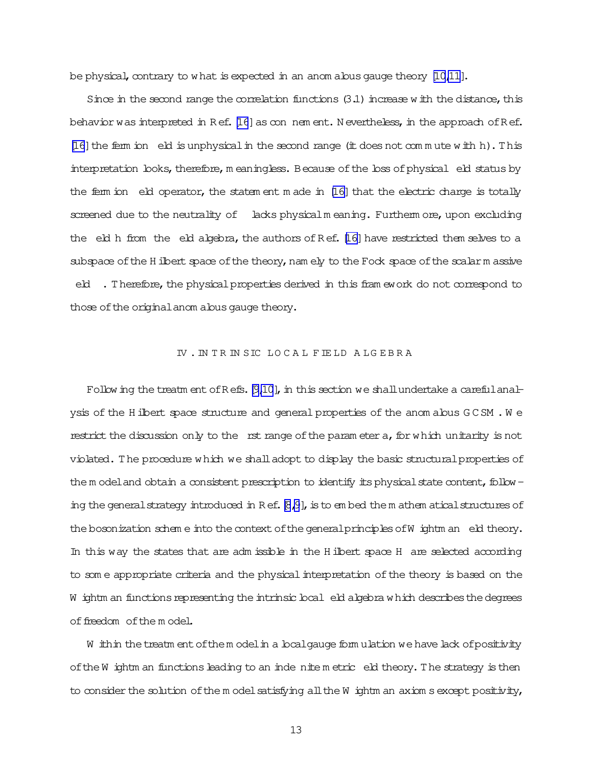be physical, contrary to what is expected in an anomalous gauge theory [10,11].

Since in the second range the correlation functions (3.1) increase with the distance, this behavior was interpreted in Ref. [16] as confinement. Nevertheless, in the approach of Ref. [16] the fermion field is unphysical in the second range (it does not commute with h). This interpretation looks, therefore, meaningless. Because of the loss of physical field status by the fermion field operator, the statement made in [16] that the electric charge is totally screened due to the neutrality of $\psi$ lacks physical meaning. Furthermore, upon excluding the field h from the field algebra, the authors of Ref. [16] have restricted themselves to a subspace of the Hilbert space of the theory, namely to the Fock space of the scalar massive field $\phi$. Therefore, the physical properties derived in this framework do not correspond to those of the original anomalous gauge theory.

## IV. INTRINSIC LOCAL FIELD ALGEBRA

Following the treatment of Refs. [9,10], in this section we shall undertake a careful analysis of the Hilbert space structure and general properties of the anomalous GCSM. We restrict the discussion only to the first range of the parameter a, for which unitarity is not violated. The procedure which we shall adopt to display the basic structural properties of the model and obtain a consistent prescription to identify its physical state content, following the general strategy introduced in Ref. [8,9], is to embed the mathematical structures of the bosonization scheme into the context of the general principles of Wightman field theory. In this way the states that are admissible in the Hilbert space H are selected according to some appropriate criteria and the physical interpretation of the theory is based on the Wightman functions representing the intrinsic local field algebra which describes the degrees of freedom of the model.

Within the treatment of the model in a local gauge formulation we have lack of positivity of the Wightman functions leading to an indefinite metric field theory. The strategy is then to consider the solution of the model satisfying all the Wightman axioms except positivity,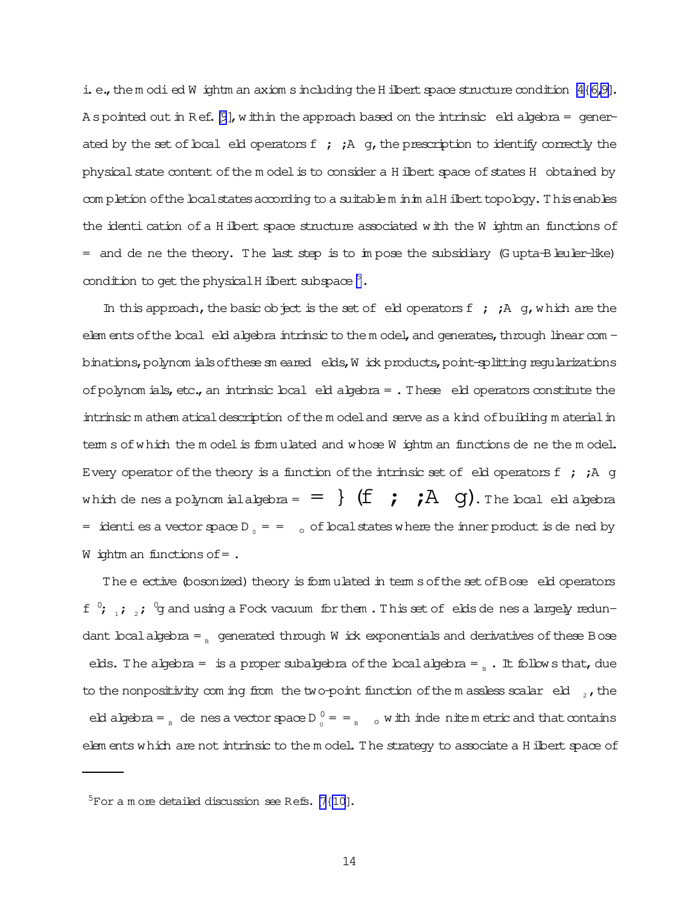i. e., the modified Wightman axioms including the Hilbert space structure condition [4–6,9]. As pointed out in Ref. [9], within the approach based on the intrinsic field algebra $\Im$ generated by the set of local field operators $\{\psi, \bar{\psi}, A_\mu\}$, the prescription to identify correctly the physical state content of the model is to consider a Hilbert space of states $\mathcal{H}$ obtained by completion of the local states according to a suitable minimal Hilbert topology. This enables the identification of a Hilbert space structure associated with the Wightman functions of $\Im$ and define the theory. The last step is to impose the subsidiary (Gupta-Bleuler-like) condition to get the physical Hilbert subspace [5].

In this approach, the basic object is the set of field operators $\{\psi, \bar{\psi}, A_\mu\}$, which are the elements of the local field algebra intrinsic to the model, and generates, through linear combinations, polynomials of these smeared fields, Wick products, point-splitting regularizations of polynomials, etc., an intrinsic local field algebra $\Im$. These field operators constitute the intrinsic mathematical description of the model and serve as a kind of building material in terms of which the model is formulated and whose Wightman functions define the model. Every operator of the theory is a function of the intrinsic set of field operators $\{\psi, \bar{\psi}, A_\mu\}$ which defines a polynomial algebra $\Im = \wp(\{\psi, \bar{\psi}, A_\mu\})$. The local field algebra $\Im$ identifies a vector space $\mathcal{D}_0 = \Im\,\Psi_o$ of local states where the inner product is defined by Wightman functions of $\Im$.

The effective (bosonized) theory is formulated in terms of the set of Bose field operators $\{\phi', \xi_1, \xi_2, \eta'\}$ and using a Fock vacuum for them. This set of fields defines a largely redundant local algebra $\Im_B$ generated through Wick exponentials and derivatives of these Bose fields. The algebra $\Im$ is a proper subalgebra of the local algebra $\Im_B$. It follows that, due to the nonpositivity coming from the two-point function of the massless scalar field $\xi_2$, the field algebra $\Im_B$ defines a vector space $\mathcal{D}_0^{\,\prime} = \Im_B\,\Psi_o$ with indefinite metric and that contains elements which are not intrinsic to the model. The strategy to associate a Hilbert space of

---

[5] For a more detailed discussion see Refs. [7–10].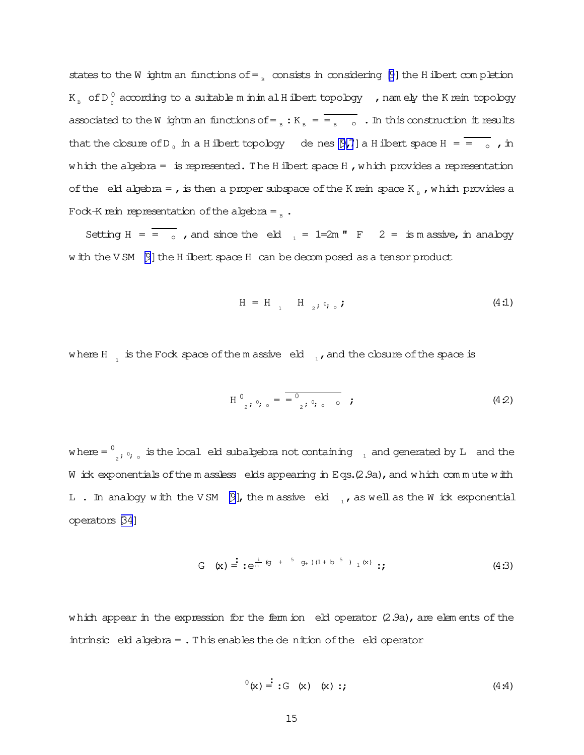states to the Wightman functions of $\Im_B$ consists in considering [9] the Hilbert completion $K_B$ of $D_0^0$ according to a suitable minimal Hilbert topology $\tau$, namely the Krein topology associated to the Wightman functions of $\Im_B$: $K_B = \overline{\Im_B \circ}^{\tau}$. In this construction it results that the closure of $D_0$ in a Hilbert topology $\tau$ defines [9,7] a Hilbert space $H = \overline{\Im \circ}$, in which the algebra $\Im$ is represented. The Hilbert space $H$, which provides a representation of the field algebra $\Im$, is then a proper subspace of the Krein space $K_B$, which provides a Fock-Krein representation of the algebra $\Im_B$.

Setting $H = \overline{\Im \circ}$, and since the field $\Phi_1 = 1/2m\, \epsilon^{\mu\nu} F_{\mu\nu} - 2 = \ldots$ is massive, in analogy with the VSM [9] the Hilbert space $H$ can be decomposed as a tensor product

$$
H = H_{\Phi_1} \otimes H_{\Phi_2; \eta^0; \circ} ; \tag{4.1}
$$

where $H_{\Phi_1}$ is the Fock space of the massive field $\Phi_1$, and the closure of the space is

$$
H^0_{\Phi_2; \eta^0; \circ} = \overline{\Im^0_{\Phi_2; \eta^0; \circ} \circ} ; \tag{4.2}
$$

where $\Im^0_{\Phi_2; \eta^0; \circ}$ is the local field subalgebra not containing $\Phi_1$ and generated by $L$ and the Wick exponentials of the massless fields appearing in Eqs.(2.9a), and which commute with $L$. In analogy with the VSM [9], the massive field $\Phi_1$, as well as the Wick exponential operators [34]

$$
G(x) \doteq : e^{\frac{i}{m}(g_- + \gamma^5 g_+)(1 + b\gamma^5)\Phi_1(x)} : ; \tag{4.3}
$$

which appear in the expression for the fermion field operator (2.9a), are elements of the intrinsic field algebra $\Im$. This enables the definition of the field operator

$$
\psi^0(x) \doteq : G(x)\, \psi(x) : ; \tag{4.4}
$$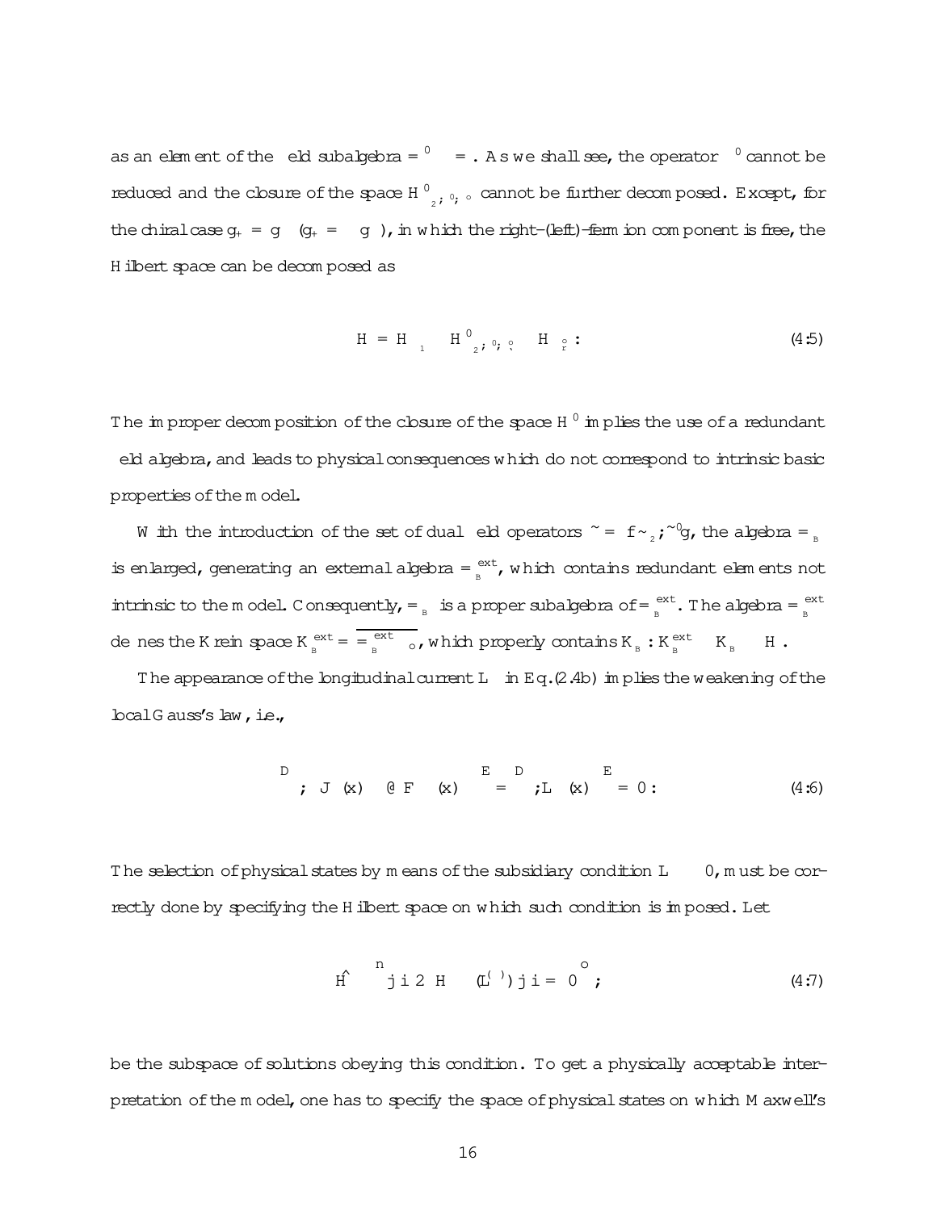as an element of the field subalgebra $\Im^0 \subset \Im$. As we shall see, the operator $\Phi^0$ cannot be reduced and the closure of the space $\mathcal{H}^0_{\tilde{\phi}_2;\Phi^0;\circ}$ cannot be further decomposed. Except, for the chiral case $g_+ = g_-$ ($g_+ = -g_-$), in which the right-(left)-fermion component is free, the Hilbert space can be decomposed as

$$\mathcal{H} = \mathcal{H}_{\phi_1} \otimes \mathcal{H}^0_{\tilde{\phi}_2;\Phi^0;\circ} \otimes \mathcal{H}_{\psi^\circ_r}\,. \tag{4.5}$$

The improper decomposition of the closure of the space $\mathcal{H}^0$ implies the use of a redundant field algebra, and leads to physical consequences which do not correspond to intrinsic basic properties of the model.

With the introduction of the set of dual field operators $\tilde{\Im} = \{\tilde{\phi}_2, \tilde{\Phi}^0\}$, the algebra $\Im_B$ is enlarged, generating an external algebra $\Im_B^{ext}$, which contains redundant elements not intrinsic to the model. Consequently, $\Im_B$ is a proper subalgebra of $\Im_B^{ext}$. The algebra $\Im_B^{ext}$ defines the Krein space $\mathcal{K}_B^{ext} = \overline{\Im_B^{ext}\Psi_\circ}$, which properly contains $\mathcal{K}_B$: $\mathcal{K}_B^{ext} \supset \mathcal{K}_B \supset \mathcal{H}$.

The appearance of the longitudinal current $L_\mu$ in Eq.(2.4b) implies the weakening of the local Gauss's law, i.e.,

$$\Big\langle \Psi; J_\mu(x) - \partial^\nu F_{\mu\nu}(x)\Psi \Big\rangle = \Big\langle \Psi; L_\mu(x)\Psi \Big\rangle = 0\,. \tag{4.6}$$

The selection of physical states by means of the subsidiary condition $L_\mu \approx 0$, must be correctly done by specifying the Hilbert space on which such condition is imposed. Let

$$\hat{\mathcal{H}} \equiv \Big\{ |\psi\rangle \in \mathcal{H} \;\big|\; L_\mu^{(+)}|\psi\rangle = 0 \Big\}\,, \tag{4.7}$$

be the subspace of solutions obeying this condition. To get a physically acceptable interpretation of the model, one has to specify the space of physical states on which Maxwell's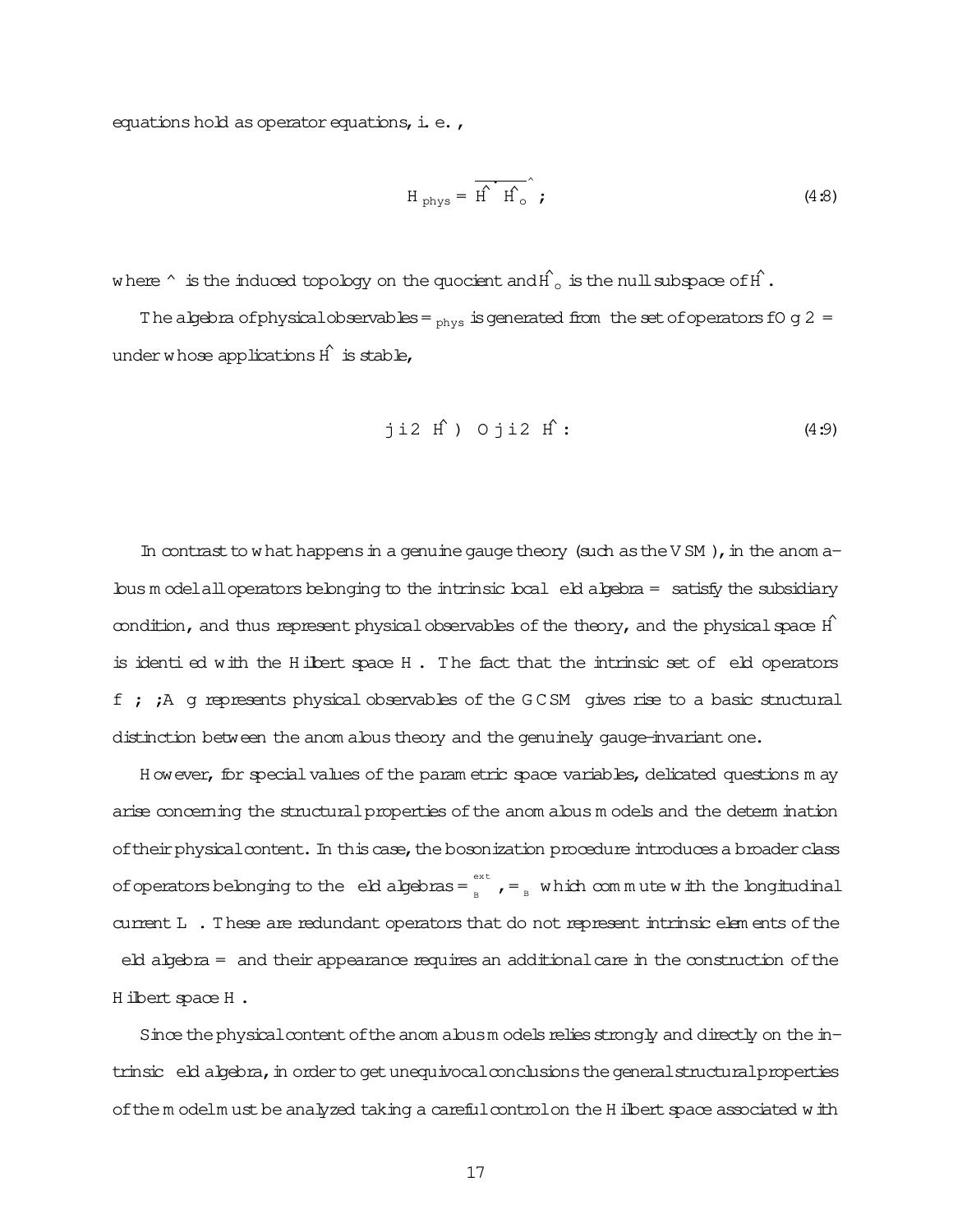equations hold as operator equations, i. e.,

$$\mathcal{H}_{phys} = \widehat{\overline{\mathcal{H}' / \mathcal{H}'_o}} \, ; \tag{4.8}$$

where $\wedge$ is the induced topology on the quocient and $\mathcal{H}'_o$ is the null subspace of $\mathcal{H}'$.

The algebra of physical observables $\Im_{phys}$ is generated from the set of operators $\{O\} \in \Im$ under whose applications $\mathcal{H}'$ is stable,

$$|\,i \in \mathcal{H}' \Rightarrow O\,|\,i \in \mathcal{H}' : \tag{4.9}$$

In contrast to what happens in a genuine gauge theory (such as the VSM), in the anomalous model all operators belonging to the intrinsic local field algebra $\Im$ satisfy the subsidiary condition, and thus represent physical observables of the theory, and the physical space $\mathcal{H}'$ is identified with the Hilbert space $\mathcal{H}$. The fact that the intrinsic set of field operators $\{\psi\,;\,\bar{\psi}\,;A_\mu\}$ represents physical observables of the GCSM gives rise to a basic structural distinction between the anomalous theory and the genuinely gauge-invariant one.

However, for special values of the parametric space variables, delicated questions may arise concerning the structural properties of the anomalous models and the determination of their physical content. In this case, the bosonization procedure introduces a broader class of operators belonging to the field algebras $\Im_B^{ext}$, $\Im_B$ which commute with the longitudinal current $L_\mu$. These are redundant operators that do not represent intrinsic elements of the field algebra $\Im$ and their appearance requires an additional care in the construction of the Hilbert space $\mathcal{H}$.

Since the physical content of the anomalous models relies strongly and directly on the intrinsic field algebra, in order to get unequivocal conclusions the general structural properties of the model must be analyzed taking a careful control on the Hilbert space associated with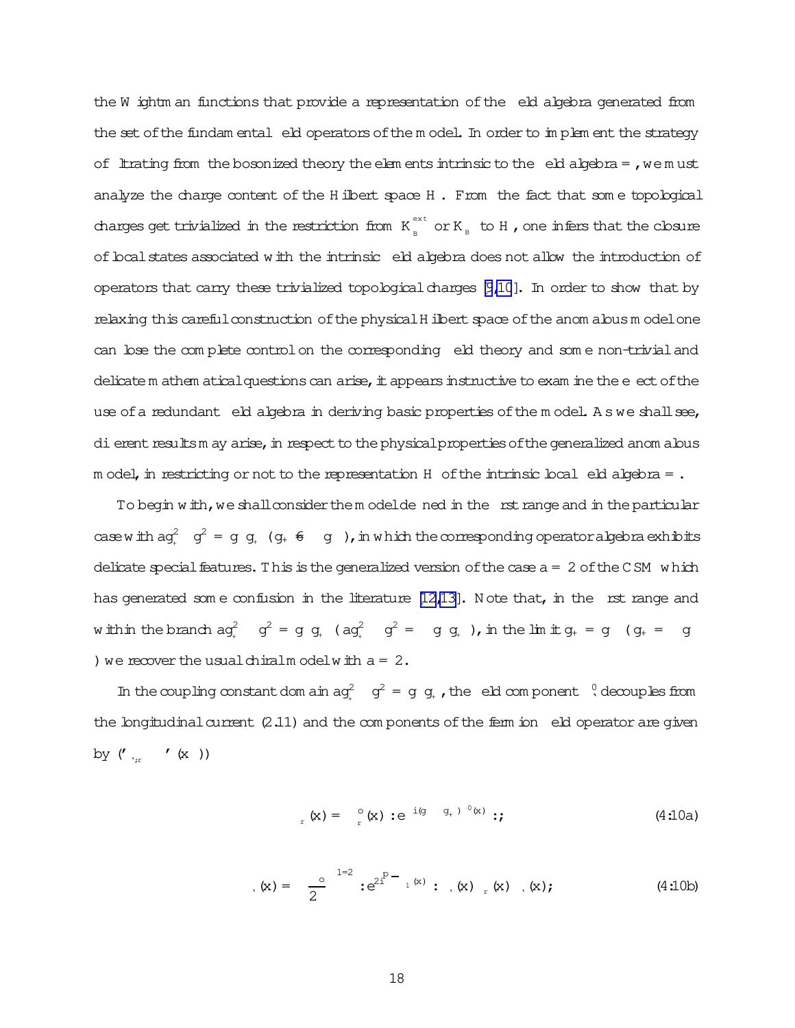the Wightman functions that provide a representation of the field algebra generated from the set of the fundamental field operators of the model. In order to implement the strategy of filtrating from the bosonized theory the elements intrinsic to the field algebra $\Im$, we must analyze the charge content of the Hilbert space $\mathcal{H}$. From the fact that some topological charges get trivialized in the restriction from $\mathcal{K}_B^{ext}$ or $\mathcal{K}_B$ to $\mathcal{H}$, one infers that the closure of local states associated with the intrinsic field algebra does not allow the introduction of operators that carry these trivialized topological charges [9,10]. In order to show that by relaxing this careful construction of the physical Hilbert space of the anomalous model one can lose the complete control on the corresponding field theory and some non-trivial and delicate mathematical questions can arise, it appears instructive to examine the effect of the use of a redundant field algebra in deriving basic properties of the model. As we shall see, different results may arise, in respect to the physical properties of the generalized anomalous model, in restricting or not to the representation $\mathcal{H}$ of the intrinsic local field algebra $\Im$.

To begin with, we shall consider the model defined in the first range and in the particular case with $ag_+^2 - g_-^2 = g_- g_+$ $(g_+ \neq - g_-)$, in which the corresponding operator algebra exhibits delicate special features. This is the generalized version of the case $a = 2$ of the CSM which has generated some confusion in the literature [12,13]. Note that, in the first range and within the branch $ag_+^2 - g_-^2 = g_- g_+$ $(ag_+^2 - g_-^2 = - g_- g_+)$, in the limit $g_+ = g_-$ $(g_+ = - g_-)$ we recover the usual chiral model with $a = 2$.

In the coupling constant domain $ag_+^2 - g_-^2 = g_- g_+$, the field component $\tilde{\eta}^0$ decouples from the longitudinal current (2.11) and the components of the fermion field operator are given by $(\varphi_{\ell,r} \equiv \varphi(x^\mp))$

$$\psi_r(x) = \psi_r^\circ(x) :e^{\,i(g_- - g_+)\,\tilde{\eta}^0(x)}: , \tag{4.10a}$$

$$\psi_\ell(x) = \left(\frac{\mu_\circ}{2\pi}\right)^{1/2} :e^{2i\sqrt{\pi}\,\varphi_1(x)}: \; \sigma_\ell(x)\,\chi_r(x)\,\chi_\ell(x) ; \tag{4.10b}$$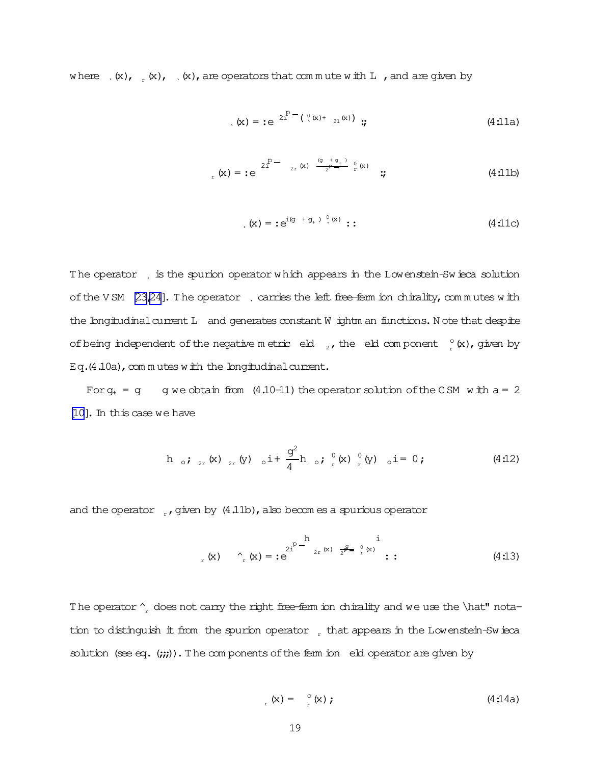where $\sigma_\ell(x)$, $\sigma_r(x)$, $\sigma_\ell(x)$, are operators that commute with $L_\mu$, and are given by

$$\sigma_\ell(x) = :e^{2i\sqrt{\pi}\left(\tilde{\varphi}^0_\ell(x) + \eta_{2\ell}(x)\right)}: , \tag{4.11a}$$

$$\sigma_r(x) = :e^{2i\sqrt{\pi}\left[\eta_{2r}(x) - \frac{(g_- + g_+)}{2\sqrt{\pi}}\tilde{\varphi}^0_r(x)\right]}: , \tag{4.11b}$$

$$\sigma_\ell(x) = :e^{i(g_- + g_+)\tilde{\varphi}^0_\ell(x)}: . \tag{4.11c}$$

The operator $\sigma_\ell$ is the spurion operator which appears in the Lowenstein-Swieca solution of the VSM [23,24]. The operator $\sigma_\ell$ carries the left free-fermion chirality, commutes with the longitudinal current $L_\mu$ and generates constant Wightman functions. Note that despite of being independent of the negative metric field $\eta_2$, the field component $\tilde{\varphi}^\circ_r(x)$, given by Eq.(4.10a), commutes with the longitudinal current.

For $g_+ = g_- \equiv g$ we obtain from (4.10-11) the operator solution of the CSM with $a = 2$ [10]. In this case we have

$$h\,\Omega\,; \eta_{2r}(x)\,\eta_{2r}(y)\,\Omega\,i + \frac{g^2}{4}h\,\Omega\,;\tilde{\varphi}^0_r(x)\,\tilde{\varphi}^0_r(y)\,\Omega\,i = 0\,; \tag{4.12}$$

and the operator $\sigma_r$, given by (4.11b), also becomes a spurious operator

$$\sigma_r(x) \equiv \hat{\sigma}_r(x) = :e^{2i\sqrt{\pi}\left[\eta_{2r}(x) - \frac{g}{2\sqrt{\pi}}\tilde{\varphi}^0_r(x)\right]}: . \tag{4.13}$$

The operator $\hat{\sigma}_r$ does not carry the right free-fermion chirality and we use the "hat" notation to distinguish it from the spurion operator $\sigma_r$ that appears in the Lowenstein-Swieca solution (see eq. (;;;)). The components of the fermion field operator are given by

$$\psi_r(x) = \psi^\circ_r(x)\,; \tag{4.14a}$$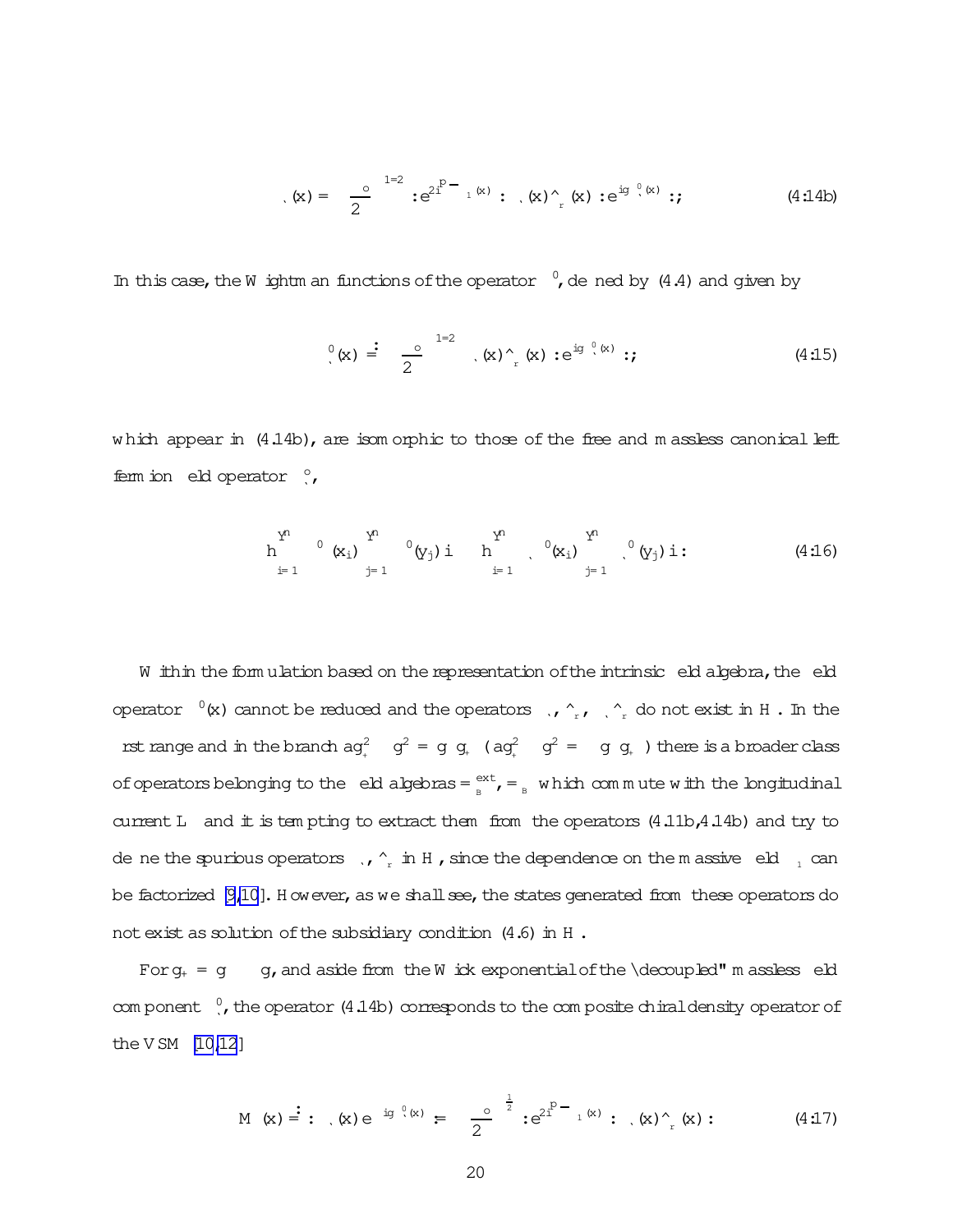$$\psi_\ell(x) = \left(\frac{\mu_o}{2\pi}\right)^{1/2} :e^{2i\sqrt{\pi}\,\gamma\,\Phi_1(x)}: \; \psi_\ell(x)\,\hat{\sigma}_r(x) :e^{ig\,\varphi^0_\ell(x)}: ; \tag{4.14b}$$

In this case, the Wightman functions of the operator $\Psi^0$, defined by (4.4) and given by

$$\Psi^0_\ell(x) \doteq \left(\frac{\mu_o}{2\pi}\right)^{1/2} \psi_\ell(x)\,\hat{\sigma}_r(x) :e^{ig\,\varphi^0_\ell(x)}: ; \tag{4.15}$$

which appear in (4.14b), are isomorphic to those of the free and massless canonical left fermion field operator $\psi^o_\ell$,

$$\langle \prod_{i=1}^{n} \Psi^0(x_i) \prod_{j=1}^{n} \Psi^{0\,*}(y_j) \rangle \equiv \langle \prod_{i=1}^{n} \psi^0_\ell(x_i) \prod_{j=1}^{n} \psi^{0\,*}_\ell(y_j) \rangle . \tag{4.16}$$

Within the formulation based on the representation of the intrinsic field algebra, the field operator $\Psi^0(x)$ cannot be reduced and the operators $\psi_\ell$, $\hat{\sigma}_r$, $\psi_\ell\hat{\sigma}_r$ do not exist in $\mathcal{H}$. In the first range and in the branch $ag_+^2 \neq g^2 = g\,g_+$ ($ag_+^2 \neq g^2 = -g\,g_+$) there is a broader class of operators belonging to the field algebras $\Im^{ext}_B$, $\Im_B$ which commute with the longitudinal current $L_\mu$ and it is tempting to extract them from the operators (4.11b,4.14b) and try to define the spurious operators $\psi_\ell$, $\hat{\sigma}_r$ in $\mathcal{H}$, since the dependence on the massive field $\Phi_1$ can be factorized [9,10]. However, as we shall see, the states generated from these operators do not exist as solution of the subsidiary condition (4.6) in $\mathcal{H}$.

For $g_+ = g \neq g$, and aside from the Wick exponential of the "decoupled" massless field component $\varphi^0_\ell$, the operator (4.14b) corresponds to the composite chiral density operator of the VSM [10,12]

$$\mathcal{M}(x) \doteq :\Psi_\ell(x)\, e^{-ig\,\varphi^0_\ell(x)}: = \left(\frac{\mu_o}{2\pi}\right)^{\frac{1}{2}} :e^{2i\sqrt{\pi}\,\gamma\,\Phi_1(x)}: \; \psi_\ell(x)\,\hat{\sigma}_r(x) : \tag{4.17}$$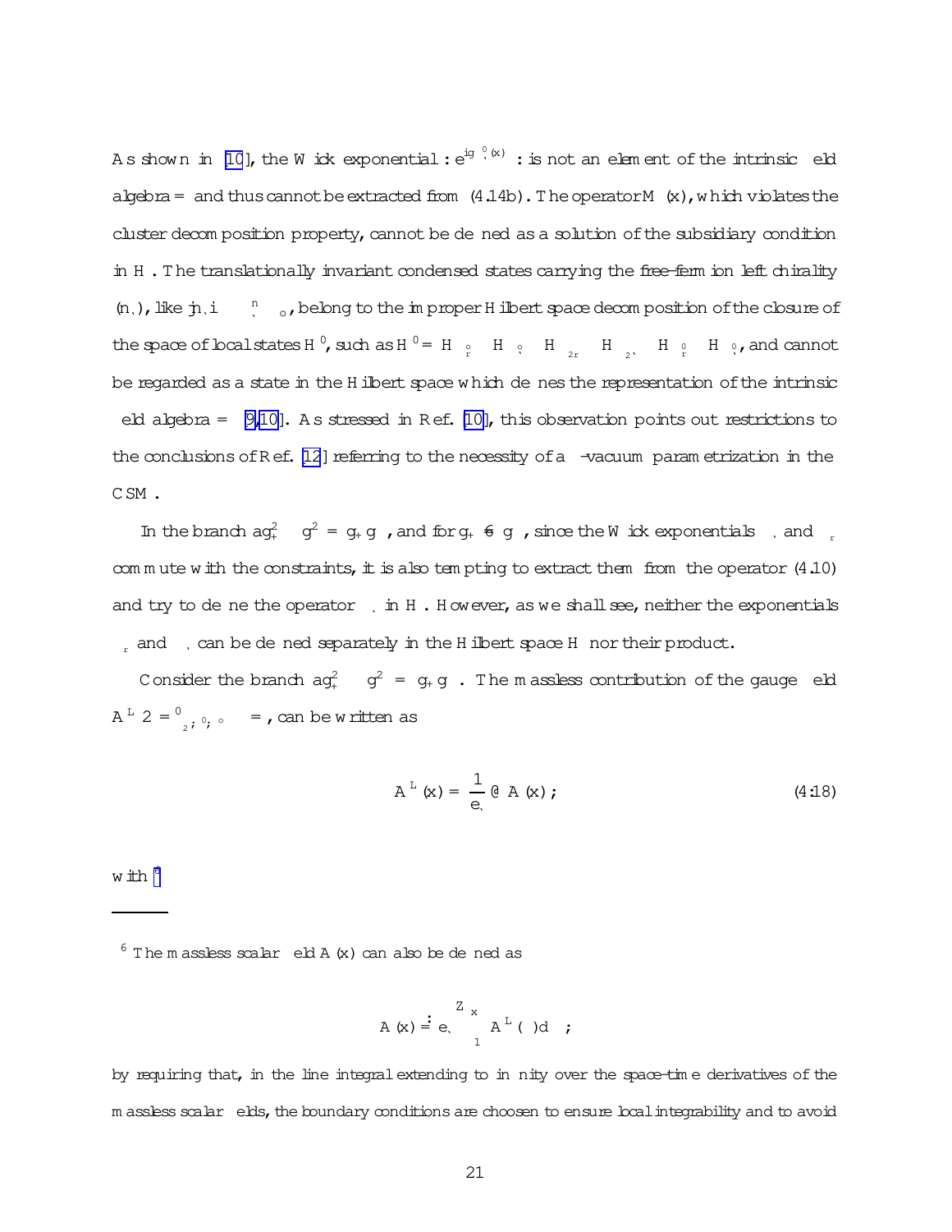As shown in [10], the Wick exponential $:e^{ig\,\tilde{\eta}_\ell^0(x)}:$ is not an element of the intrinsic field algebra $\Im$ and thus cannot be extracted from (4.14b). The operator $M(x)$, which violates the cluster decomposition property, cannot be defined as a solution of the subsidiary condition in $\mathcal{H}$. The translationally invariant condensed states carrying the free-fermion left chirality $(n_\ell)$, like $|n_\ell\rangle \equiv \Sigma_\ell^n \Psi_o$, belong to the improper Hilbert space decomposition of the closure of the space of local states $\mathcal{H}^0$, such as $\mathcal{H}^0 = \mathcal{H}_{\tilde{\xi}_r^0} \otimes \mathcal{H}_{\tilde{\xi}_\ell^0} \otimes \mathcal{H}_{\eta_{2r}} \otimes \mathcal{H}_{\eta_{2\ell}} \otimes \mathcal{H}_{\tilde{\eta}_r^0} \otimes \mathcal{H}_{\tilde{\eta}_\ell^0}$, and cannot be regarded as a state in the Hilbert space which defines the representation of the intrinsic field algebra $\Im$ [9,10]. As stressed in Ref. [10], this observation points out restrictions to the conclusions of Ref. [12] referring to the necessity of a $\theta$-vacuum parametrization in the CSM.

In the branch $ag_+^2 \neq g^2 = g_+ g_-$, and for $g_+ \neq g_-$, since the Wick exponentials $\Sigma_\ell$ and $\Sigma_r$ commute with the constraints, it is also tempting to extract them from the operator (4.10) and try to define the operator $\Sigma_\ell$ in $\mathcal{H}$. However, as we shall see, neither the exponentials $\Sigma_r$ and $\Sigma_\ell$ can be defined separately in the Hilbert space $\mathcal{H}$ nor their product.

Consider the branch $ag_+^2 \neq g^2 = g_+ g_-$. The massless contribution of the gauge field $A_\mu^L \in \Im_{\{\eta_2,\tilde{\eta}^0,\tilde{\xi}^0\}} \subset \Im$, can be written as

$$A_\mu^L(x) = \frac{1}{e_\ell}\,\partial_\mu \mathcal{A}(x)\,; \tag{4.18}$$

with [6]

---

[6] The massless scalar field $\mathcal{A}(x)$ can also be defined as

$$\mathcal{A}(x) \doteq e_\ell \int_{-\infty}^{x} A_\mu^L(\xi)\, d\xi^\mu\,;$$

by requiring that, in the line integral extending to infinity over the space-time derivatives of the massless scalar fields, the boundary conditions are choosen to ensure local integrability and to avoid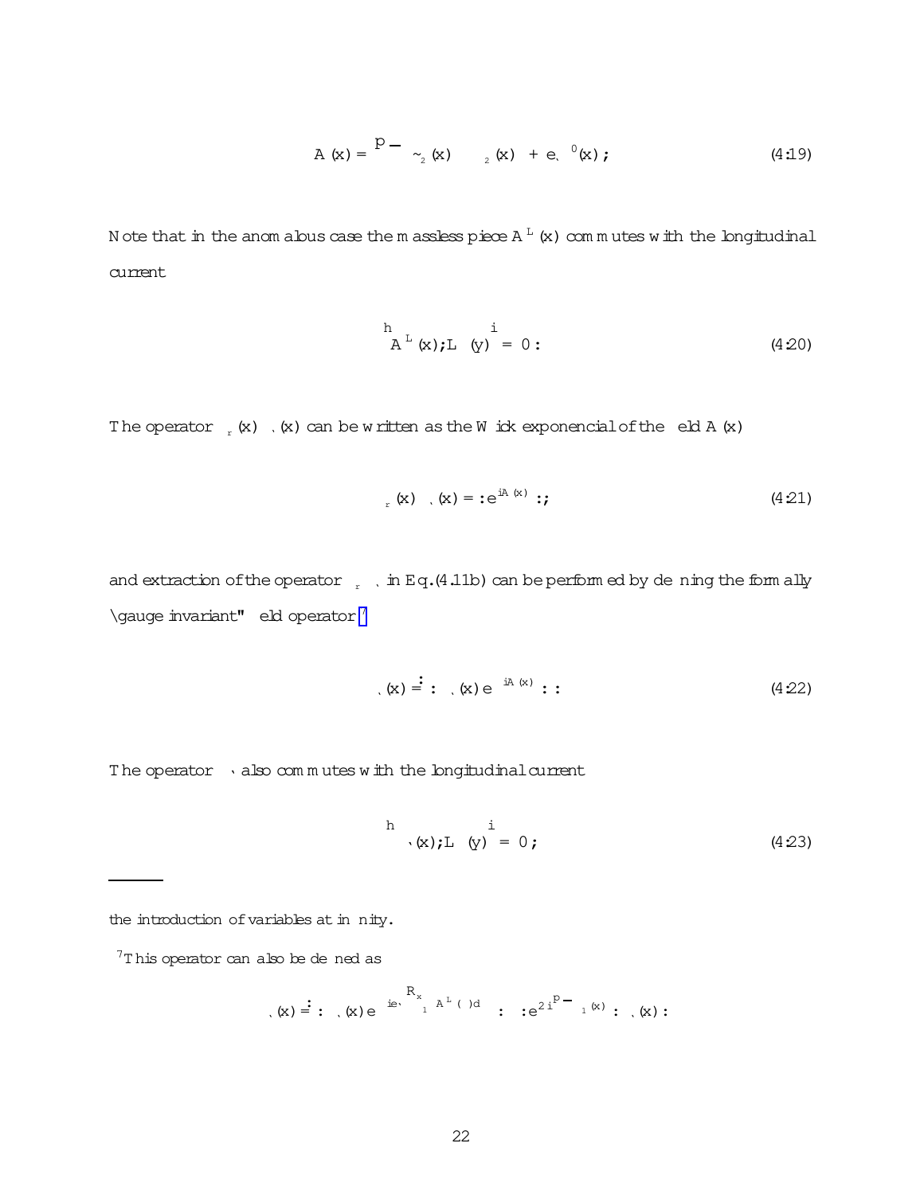$$A(x) = \sqrt{\pi}\left(\tilde{\varphi}_2(x) - \varphi_2(x)\right) + e\ell\,\eta^0(x)\,; \tag{4.19}$$

Note that in the anomalous case the massless piece $A^L(x)$ commutes with the longitudinal current

$$\left[A^L(x), L(y)\right] = 0\,. \tag{4.20}$$

The operator $\sigma_r(x)\,\psi_\ell(x)$ can be written as the Wick exponencial of the field $A(x)$

$$\sigma_r(x)\,\psi_\ell(x) = :e^{iA(x)}:\,; \tag{4.21}$$

and extraction of the operator $\sigma_r\,\psi_\ell$ in Eq.(4.11b) can be performed by defining the formally "gauge invariant" field operator [7]

$$\Psi_\ell(x) \doteq :\psi_\ell(x)\,e^{-iA(x)}:\,. \tag{4.22}$$

The operator $\Psi_\ell$ also commutes with the longitudinal current

$$\left[\Psi_\ell(x), L(y)\right] = 0\,; \tag{4.23}$$

---

the introduction of variables at infinity.

[7] This operator can also be defined as

$$\Psi_\ell(x) \doteq :\psi_\ell(x)\,e^{-ie\ell\int_{-\infty}^{x} A^L(\xi)d\xi}: \equiv :e^{2i\sqrt{\pi}\,\varphi_1(x)}:\psi_\ell(x):$$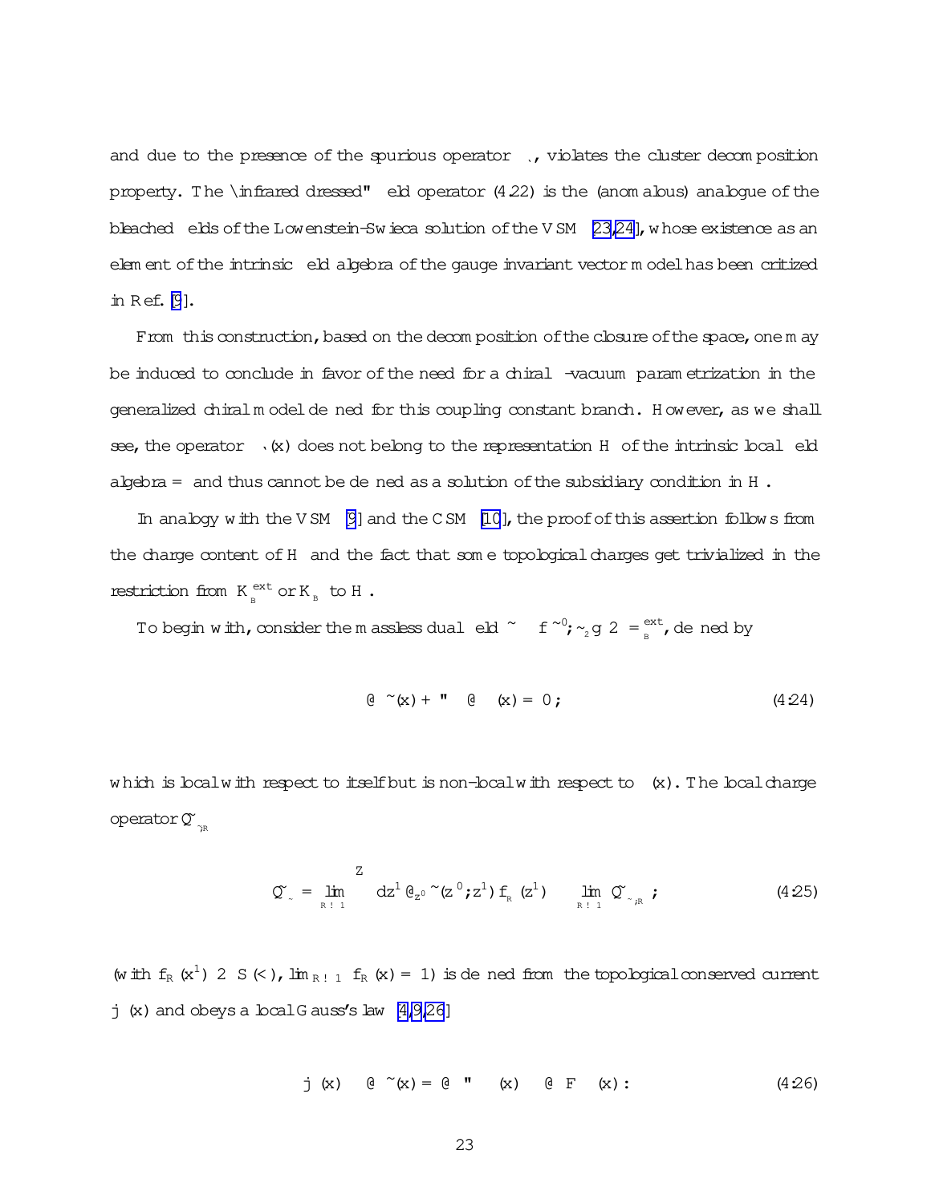and due to the presence of the spurious operator $\Sigma_\ell$, violates the cluster decomposition property. The "infrared dressed" field operator (4.22) is the (anomalous) analogue of the bleached fields of the Lowenstein-Swieca solution of the VSM [23,24], whose existence as an element of the intrinsic field algebra of the gauge invariant vector model has been critized in Ref. [9].

From this construction, based on the decomposition of the closure of the space, one may be induced to conclude in favor of the need for a chiral $\theta$-vacuum parametrization in the generalized chiral model defined for this coupling constant branch. However, as we shall see, the operator $\Sigma_\ell(x)$ does not belong to the representation $\mathcal{H}$ of the intrinsic local field algebra $\Im$ and thus cannot be defined as a solution of the subsidiary condition in $\mathcal{H}$.

In analogy with the VSM [9] and the CSM [10], the proof of this assertion follows from the charge content of $\mathcal{H}$ and the fact that some topological charges get trivialized in the restriction from $\mathcal{K}_{_B}^{ext}$ or $\mathcal{K}_{_B}$ to $\mathcal{H}$.

To begin with, consider the massless dual field $\tilde{\varphi} \in \{\tilde{\varphi}^0, \tilde{\varphi}_2\} \in \Im_{_B}^{ext}$, defined by

$$\partial_\mu \tilde{\varphi}(x) + \epsilon_{\mu\nu} \partial^\nu \varphi(x) = 0\,, \tag{4.24}$$

which is local with respect to itself but is non-local with respect to $\varphi(x)$. The local charge operator $\tilde{Q}_{\tilde{\varphi};R}$

$$\tilde{Q}_{\tilde{\varphi}} = \lim_{R\to\infty} \int dz^1 \partial_{z^0} \tilde{\varphi}(z^0;z^1) f_{_R}(z^1) \equiv \lim_{R\to\infty} \tilde{Q}_{\tilde{\varphi};R}\,, \tag{4.25}$$

(with $f_R(x^1) \in S(\Re)$, $\lim_{R\to\infty} f_R(x) = 1$) is defined from the topological conserved current $j^\mu(x)$ and obeys a local Gauss's law [4,9,26]

$$j^\mu(x) \equiv \partial^\mu \tilde{\varphi}(x) = \partial_\nu \epsilon^{\mu\nu} \varphi(x) \approx \partial_\nu F^{\mu\nu}(x)\,. \tag{4.26}$$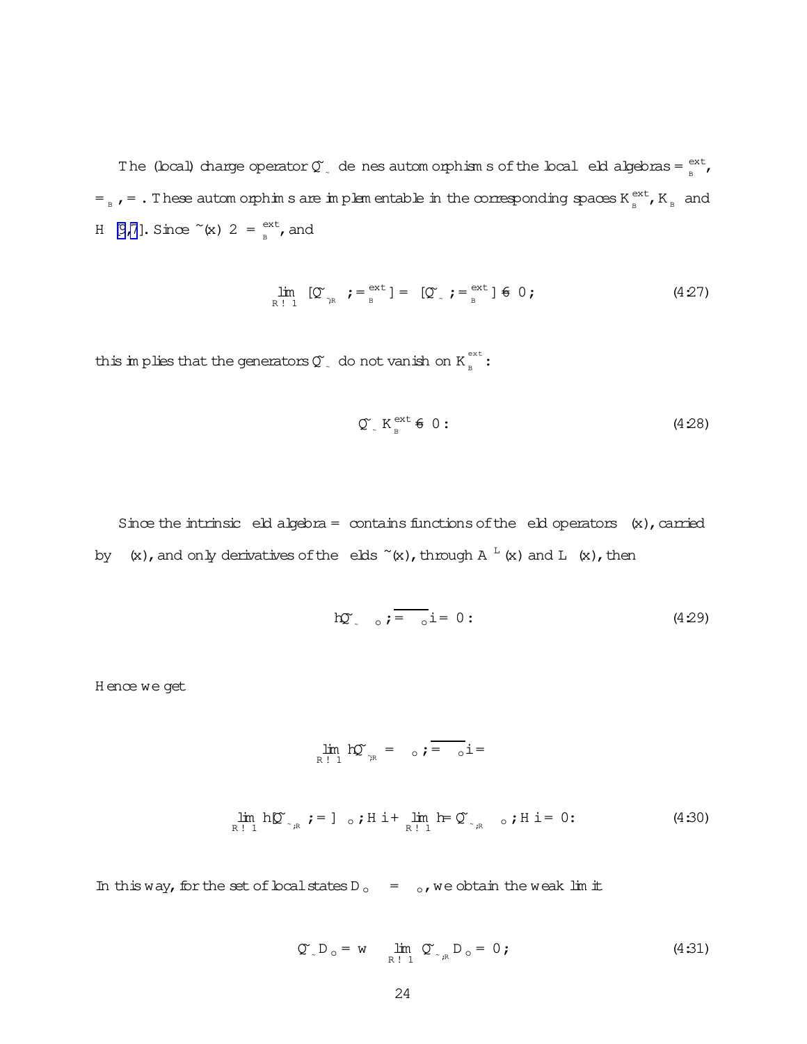The (local) charge operator $\tilde{Q}_{\sim}$ defines automorphisms of the local field algebras $=_{B}^{ext}$, $=_{B}$, $=$. These automorphisms are implementable in the corresponding spaces $K_{B}^{ext}$, $K_{B}$ and $H$ [9,7]. Since $\tilde{\ }(x) \in =_{B}^{ext}$, and

$$\lim_{R \to \infty} [\tilde{Q}_{\sim R}\ ; =_{B}^{ext}] = [\tilde{Q}_{\sim}\ ; =_{B}^{ext}] \neq 0 ; \tag{4.27}$$

this implies that the generators $\tilde{Q}_{\sim}$ do not vanish on $K_{B}^{ext}$:

$$\tilde{Q}_{\sim} K_{B}^{ext} \neq 0 : \tag{4.28}$$

Since the intrinsic field algebra $=$ contains functions of the field operators $(x)$, carried by $(x)$, and only derivatives of the fields $\tilde{\ }(x)$, through $A^{L}(x)$ and $L(x)$, then

$$\langle \tilde{Q}_{\sim}\ {}_{\circ} ; \overline{=\ {}_{\circ}} \rangle = 0 : \tag{4.29}$$

Hence we get

$$\lim_{R \to \infty} \langle \tilde{Q}_{\sim R}\ =\ {}_{\circ} ; \overline{=\ {}_{\circ}} \rangle =$$

$$\lim_{R \to \infty} \langle [\tilde{Q}_{\sim ;R}\ ; =]\ {}_{\circ} ; H \rangle + \lim_{R \to \infty} \langle = \tilde{Q}_{\sim ;R}\ {}_{\circ} ; H \rangle = 0 : \tag{4.30}$$

In this way, for the set of local states $D_{\circ} = {}_{\circ}$, we obtain the weak limit

$$\tilde{Q}_{\sim} D_{\circ} = w \lim_{R \to \infty} \tilde{Q}_{\sim ;R} D_{\circ} = 0 ; \tag{4.31}$$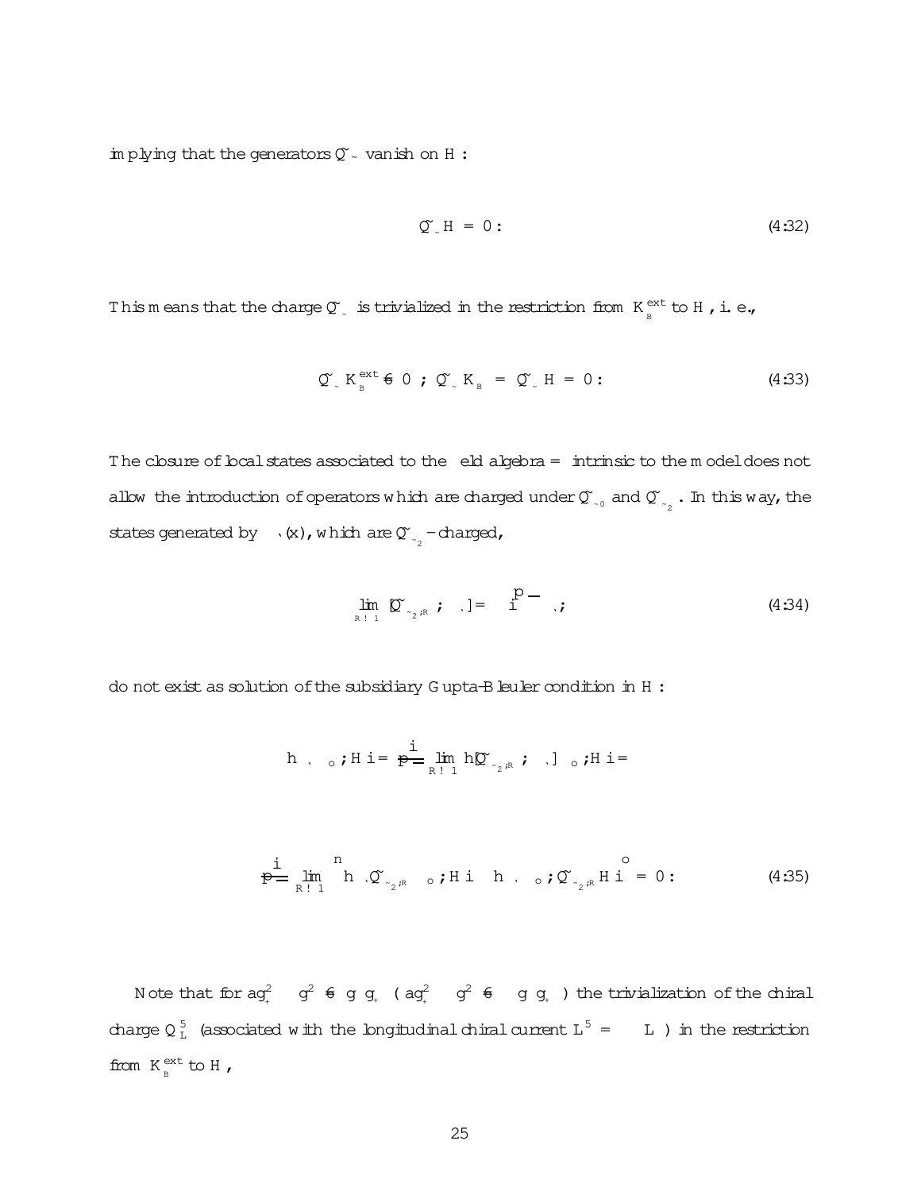implying that the generators $\tilde{Q}_{\tilde{\ }}$ vanish on $\mathcal{H}$:

$$\tilde{Q}_{\tilde{\ }}\mathcal{H} = 0. \tag{4.32}$$

This means that the charge $\tilde{Q}_{\tilde{\ }}$ is trivialized in the restriction from $\mathcal{K}_{B}^{ext}$ to $\mathcal{H}$, i.e.,

$$\tilde{Q}_{\tilde{\ }}\mathcal{K}_{B}^{ext} \neq 0 \; ; \; \tilde{Q}_{\tilde{\ }}\mathcal{K}_{B} = \tilde{Q}_{\tilde{\ }}\mathcal{H} = 0. \tag{4.33}$$

The closure of local states associated to the field algebra $\Im$ intrinsic to the model does not allow the introduction of operators which are charged under $\tilde{Q}_{\tilde{\ }0}$ and $\tilde{Q}_{\tilde{\ }2}$. In this way, the states generated by $\psi(x)$, which are $\tilde{Q}_{\tilde{\ }2}$-charged,

$$\lim_{R\to\infty}[\tilde{Q}_{\tilde{\ }2,R}\, ,\, \psi] = i\sqrt{\pi}\,\psi\, , \tag{4.34}$$

do not exist as solution of the subsidiary Gupta-Bleuler condition in $\mathcal{H}$:

$$\langle\, \psi\, \Psi_o; \mathcal{H}\,\rangle = \frac{i}{\sqrt{\pi}}\lim_{R\to\infty}\langle [\tilde{Q}_{\tilde{\ }2,R}\, ,\, \psi]\,\Psi_o; \mathcal{H}\,\rangle =$$

$$\frac{i}{\sqrt{\pi}}\lim_{R\to\infty}\Big\{\langle\, \psi\,\tilde{Q}_{\tilde{\ }2,R}\,\Psi_o; \mathcal{H}\,\rangle - \langle\, \psi\,\Psi_o; \tilde{Q}_{\tilde{\ }2,R}\,\mathcal{H}\,\rangle\Big\} = 0. \tag{4.35}$$

Note that for $a g_+^2 - g^2 \neq g\, g_+$ ($a g_+^2 - g^2 \neq -g\, g_+$) the trivialization of the chiral charge $Q_L^5$ (associated with the longitudinal chiral current $L^5 = \epsilon L$) in the restriction from $\mathcal{K}_{B}^{ext}$ to $\mathcal{H}$,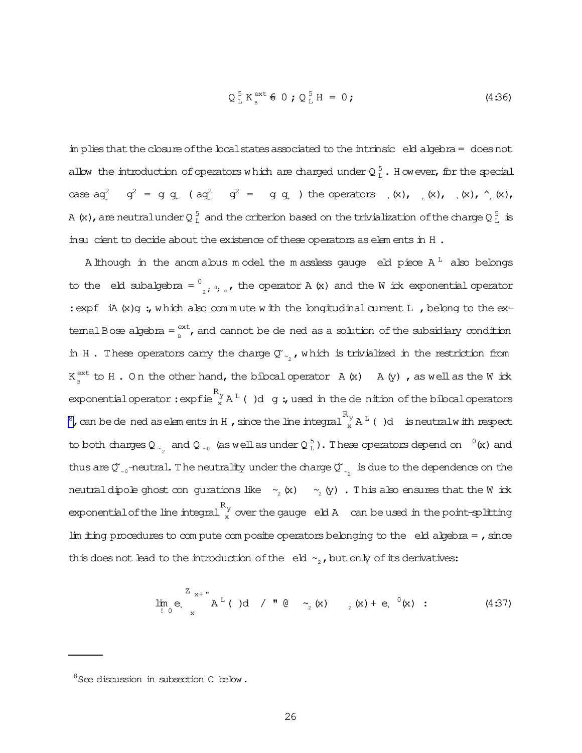$$Q_L^5 K_B^{ext} \neq 0 \, ; \, Q_L^5 H = 0 \, ; \tag{4.36}$$

implies that the closure of the local states associated to the intrinsic field algebra $\Im$ does not allow the introduction of operators which are charged under $Q_L^5$. However, for the special case $ag_+^2 - g_-^2 = g_- g_+$ $(ag_+^2 - g_-^2 = -g_- g_+)$ the operators $\psi_\ell(x)$, $\psi_r(x)$, $\hat\psi_\ell(x)$, $\hat\psi_r(x)$, $A(x)$, are neutral under $Q_L^5$ and the criterion based on the trivialization of the charge $Q_L^5$ is insufficient to decide about the existence of these operators as elements in $H$.

Although in the anomalous model the massless gauge field piece $A^L$ also belongs to the field subalgebra $\Im^0_{\xi_2 ; \varphi ; \eta_0}$, the operator $A(x)$ and the Wick exponential operator $:\exp\{iA(x)\}:$, which also commute with the longitudinal current $L$, belong to the external Bose algebra $\Im_B^{ext}$, and cannot be defined as a solution of the subsidiary condition in $H$. These operators carry the charge $\tilde{Q}_{\tilde\xi_2}$, which is trivialized in the restriction from $K_B^{ext}$ to $H$. On the other hand, the bilocal operator $(A(x) - A(y))$, as well as the Wick exponential operator $:\exp\{i\int_x^y A^L(\xi)d\xi\}:$, used in the definition of the bilocal operators [8], can be defined as elements in $H$, since the line integral $\int_x^y A^L(\xi)d\xi$ is neutral with respect to both charges $Q_{\tilde\xi_2}$ and $Q_{\tilde\eta_0}$ (as well as under $Q_L^5$). These operators depend on $\eta^0(x)$ and thus are $\tilde{Q}_{\tilde\eta_0}$-neutral. The neutrality under the charge $\tilde{Q}_{\tilde\xi_2}$ is due to the dependence on the neutral dipole ghost configurations like $(\tilde\xi_2(x) - \tilde\xi_2(y))$. This also ensures that the Wick exponential of the line integral $\int_x^y$ over the gauge field $A$ can be used in the point-splitting limiting procedures to compute composite operators belonging to the field algebra $\Im$, since this does not lead to the introduction of the field $\tilde\xi_2$, but only of its derivatives:

$$\lim_{\varepsilon \to 0} e_\ell \int_x^{x+\varepsilon} A^L(\xi)d\xi \; / \; \varepsilon\, \partial \left( \tilde\xi_2(x) - \xi_2(x) + e_\ell\, \eta^0(x) \right) \, : \tag{4.37}$$

[8] See discussion in subsection C below.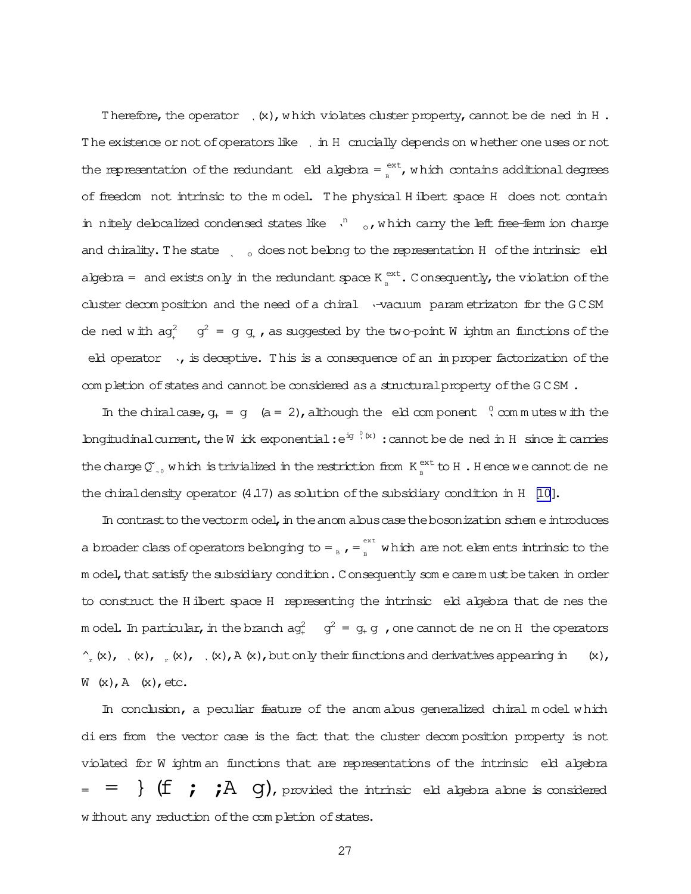Therefore, the operator $\Psi_\chi(x)$, which violates cluster property, cannot be defined in $\mathcal{H}$. The existence or not of operators like $\Psi_\chi$ in $\mathcal{H}$ crucially depends on whether one uses or not the representation of the redundant field algebra $\Im = \Im_B^{ext}$, which contains additional degrees of freedom not intrinsic to the model. The physical Hilbert space $\mathcal{H}$ does not contain infinitely delocalized condensed states like $\Psi_\chi^n \Psi_o$, which carry the left free-fermion charge and chirality. The state $\Psi_\chi \Psi_o$ does not belong to the representation $\mathcal{H}$ of the intrinsic field algebra $\Im = \Im$ and exists only in the redundant space $\mathcal{K}_B^{ext}$. Consequently, the violation of the cluster decomposition and the need of a chiral $\theta$-vacuum parametrizaton for the GCSM defined with $ag_+^2 - g^2 = g_- g_+$, as suggested by the two-point Wightman functions of the field operator $\Psi_\chi$, is deceptive. This is a consequence of an improper factorization of the completion of states and cannot be considered as a structural property of the GCSM.

In the chiral case, $g_+ = g_-$ $(a = 2)$, although the field component $\tilde{\varphi}_\chi^0$ commutes with the longitudinal current, the Wick exponential $:e^{ig\,\tilde{\varphi}_\chi^0(x)}:$ cannot be defined in $\mathcal{H}$ since it carries the charge $\tilde{Q}_{\tilde{\varphi}_0}$ which is trivialized in the restriction from $\mathcal{K}_B^{ext}$ to $\mathcal{H}$. Hence we cannot define the chiral density operator (4.17) as solution of the subsidiary condition in $\mathcal{H}$ [10].

In contrast to the vector model, in the anomalous case the bosonization scheme introduces a broader class of operators belonging to $\Im_B$, $\Im_B^{ext}$ which are not elements intrinsic to the model, that satisfy the subsidiary condition. Consequently some care must be taken in order to construct the Hilbert space $\mathcal{H}$ representing the intrinsic field algebra that defines the model. In particular, in the branch $ag_+^2 - g^2 = g_+ g_-$, one cannot define on $\mathcal{H}$ the operators $\hat{\phi}_r(x)$, $\varphi_\chi(x)$, $\eta_r(x)$, $\Psi_\chi(x)$, $A(x)$, but only their functions and derivatives appearing in $\Psi(x)$, $W(x)$, $A^\mu(x)$, etc.

In conclusion, a peculiar feature of the anomalous generalized chiral model which differs from the vector case is the fact that the cluster decomposition property is not violated for Wightman functions that are representations of the intrinsic field algebra $\Im = \Im = \{\psi, \bar{\psi}, A^\mu\}$, provided the intrinsic field algebra alone is considered without any reduction of the completion of states.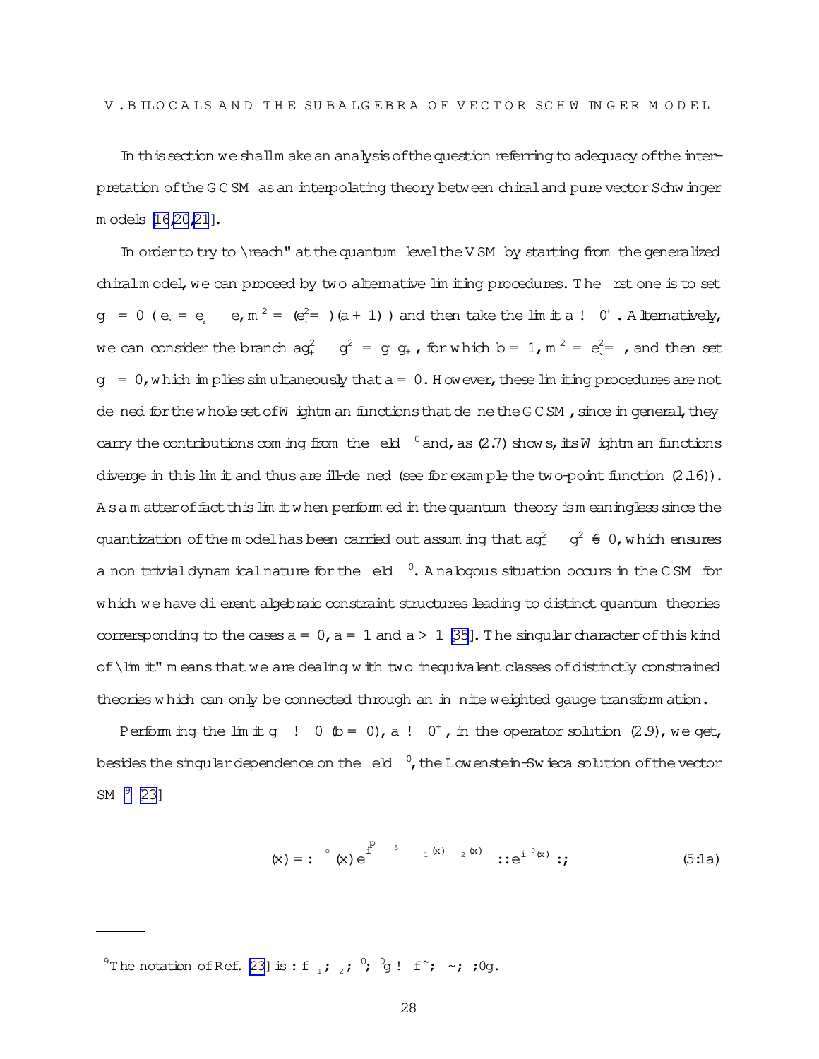## V. BILOCALS AND THE SUBALGEBRA OF VECTOR SCHWINGER MODEL

In this section we shall make an analysis of the question referring to adequacy of the interpretation of the GCSM as an interpolating theory between chiral and pure vector Schwinger models [16,20,21].

In order to try to "reach" at the quantum level the VSM by starting from the generalized chiral model, we can proceed by two alternative limiting procedures. The first one is to set $g_- = 0$ ($e_\ell = e_r \equiv e$, $m^2 = (e_\ell^2 / \pi)(a+1)$) and then take the limit $a \to 0^+$. Alternatively, we can consider the branch $a g_+^2 - g_-^2 = g_- g_+$, for which $b = 1$, $m^2 = e_\ell^2 / \pi$, and then set $g_- = 0$, which implies simultaneously that $a = 0$. However, these limiting procedures are not defined for the whole set of Wightman functions that define the GCSM, since in general, they carry the contributions coming from the field $\eta^0$ and, as (2.7) shows, its Wightman functions diverge in this limit and thus are ill-defined (see for example the two-point function (2.16)). As a matter of fact this limit when performed in the quantum theory is meaningless since the quantization of the model has been carried out assuming that $a g_+^2 - g_-^2 \neq 0$, which ensures a non trivial dynamical nature for the field $\eta^0$. Analogous situation occurs in the CSM for which we have different algebraic constraint structures leading to distinct quantum theories corresponding to the cases $a = 0$, $a = 1$ and $a > 1$ [35]. The singular character of this kind of "limit" means that we are dealing with two inequivalent classes of distinctly constrained theories which can only be connected through an infinite weighted gauge transformation.

Performing the limit $g_- \to 0$ ($b = 0$), $a \to 0^+$, in the operator solution (2.9), we get, besides the singular dependence on the field $\eta^0$, the Lowenstein-Swieca solution of the vector SM [9] [23]

$$\psi(x) = :\psi^\circ(x)\, e^{i\sqrt{\pi}\gamma^5 (\Sigma_1(x) - \Sigma_2(x))}::e^{i\eta^0(x)}: ; \tag{5.1a}$$

---

[9] The notation of Ref. [23] is : $\{\Sigma_1, \Sigma_2, \eta^0, \xi^0\} \to \{\tilde{\Sigma}, \tilde{\eta}, \eta, 0\}$.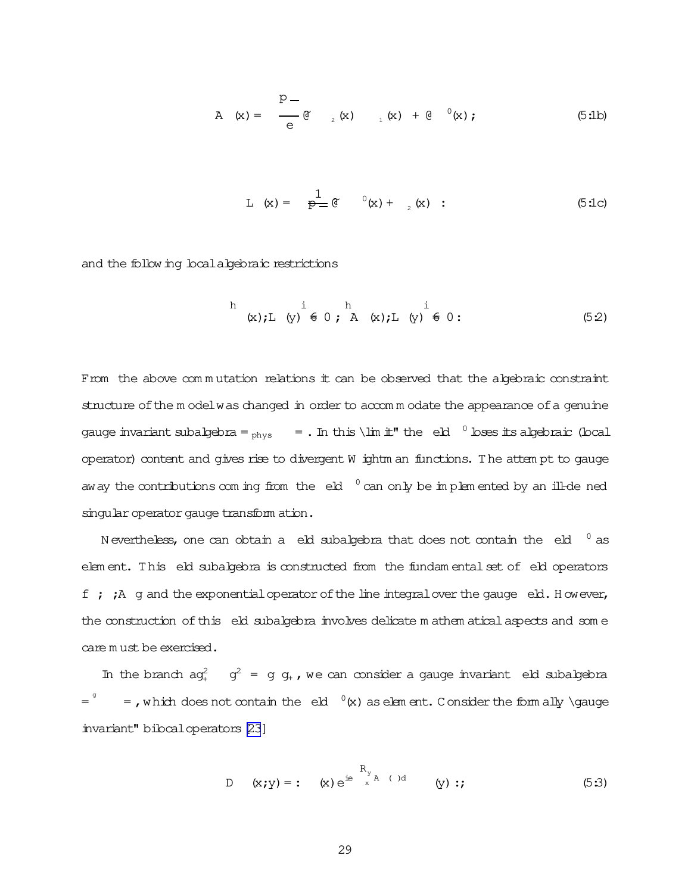$$A_\mu(x) = -\frac{\sqrt{\pi}}{e}\tilde{\partial}_\mu\big(\Sigma_2(x) - \Sigma_1(x)\big) + \partial_\mu \eta^0(x)\,; \tag{5.1b}$$

$$L_\mu(x) = -\frac{1}{\sqrt{\pi}}\tilde{\partial}_\mu\big(\eta^0(x) + \Sigma_2(x)\big)\,: \tag{5.1c}$$

and the following local algebraic restrictions

$$\big[\psi(x), L_\mu(y)\big] \neq 0\,;\quad \big[A_\mu(x), L_\mu(y)\big] \neq 0\,: \tag{5.2}$$

From the above commutation relations it can be observed that the algebraic constraint structure of the model was changed in order to accommodate the appearance of a genuine gauge invariant subalgebra $\Im_{phys} \subset \Im$. In this "limit" the field $\eta^0$ loses its algebraic (local operator) content and gives rise to divergent Wightman functions. The attempt to gauge away the contributions coming from the field $\eta^0$ can only be implemented by an ill-defined singular operator gauge transformation.

Nevertheless, one can obtain a field subalgebra that does not contain the field $\eta^0$ as element. This field subalgebra is constructed from the fundamental set of field operators $\{\psi, \psi^*, A_\mu\}$ and the exponential operator of the line integral over the gauge field. However, the construction of this field subalgebra involves delicate mathematical aspects and some care must be exercised.

In the branch $a g_+^2 - g^2 = g_- g_+$, we can consider a gauge invariant field subalgebra $\Im^g \subset \Im$, which does not contain the field $\eta^0(x)$ as element. Consider the formally "gauge invariant" bilocal operators [23]

$$D(x;y) = :\psi^*(x)\, e^{ie\int_x^y A_\mu(\xi)d\xi^\mu}\,\psi(y):\,; \tag{5.3}$$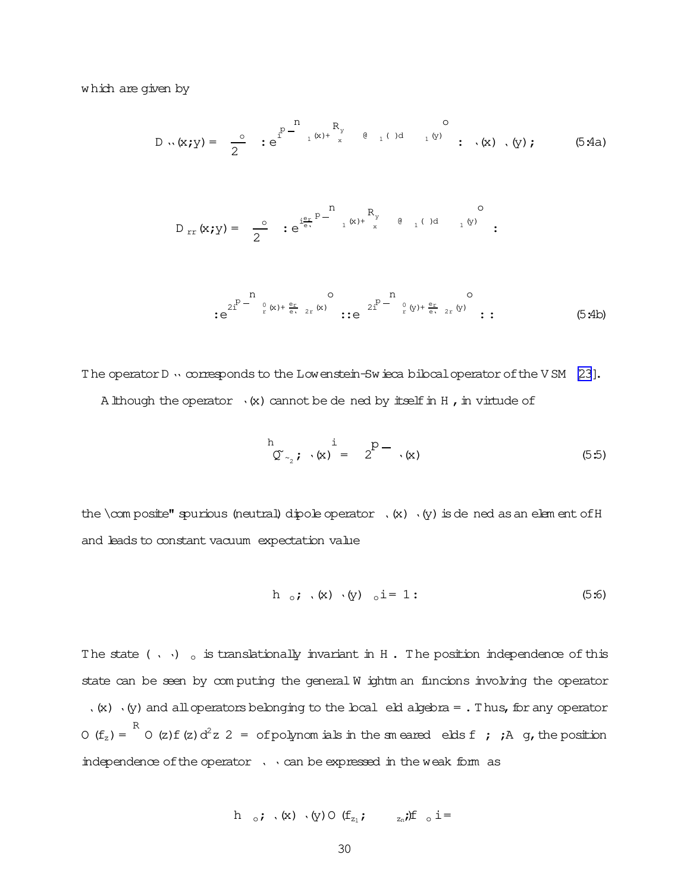which are given by

$$D_{\ell\ell}(x;y) = \frac{\mu_o}{2\pi} : e^{i\sqrt{\pi}\left\{\tilde{\eta}_1(x) + \int_x^y \partial_0 \tilde{\varphi}_1(\xi)d\xi - \tilde{\eta}_1(y)\right\}} : \psi_\ell^*(x)\psi_\ell(y)\,; \tag{5.4a}$$

$$D_{rr}(x;y) = \frac{\mu_o}{2\pi} : e^{i\frac{e_r}{e_\ell}\sqrt{\pi}\left\{\tilde{\eta}_1(x) + \int_x^y \partial_0 \tilde{\varphi}_1(\xi)d\xi - \tilde{\eta}_1(y)\right\}} :$$

$$: e^{2i\sqrt{\pi}\left\{\tilde{\varphi}_r^0(x) + \frac{e_r}{e_\ell}\tilde{\eta}_{2r}(x)\right\}} :: e^{-2i\sqrt{\pi}\left\{\tilde{\varphi}_r^0(y) + \frac{e_r}{e_\ell}\tilde{\eta}_{2r}(y)\right\}} :: \tag{5.4b}$$

The operator $D_{\ell\ell}$ corresponds to the Lowenstein-Swieca bilocal operator of the VSM [23].

Although the operator $\sigma_\ell(x)$ cannot be defined by itself in $\mathcal{H}$, in virtue of

$$\left[\tilde{Q}_{\tilde{\xi}_2}, \sigma_\ell(x)\right] = 2\sqrt{\pi}\,\sigma_\ell(x) \tag{5.5}$$

the "composite" spurious (neutral) dipole operator $\sigma_\ell(x)\sigma_\ell^*(y)$ is defined as an element of $\mathcal{H}$ and leads to constant vacuum expectation value

$$\langle \Psi_o, \sigma_\ell(x)\sigma_\ell^*(y)\Psi_o\rangle = 1\,. \tag{5.6}$$

The state $(\sigma_\ell\sigma_\ell^*)\Psi_o$ is translationally invariant in $\mathcal{H}$. The position independence of this state can be seen by computing the general Wightman funcions involving the operator $\sigma_\ell(x)\sigma_\ell^*(y)$ and all operators belonging to the local field algebra $\Im$. Thus, for any operator $\mathcal{O}(f_z) = \int \mathcal{O}(z)f(z)d^2z \in \Im$ of polynomials in the smeared fields $f\,\{\psi\,;\,\varphi\,;\,A\}$, the position independence of the operator $\sigma_\ell\sigma_\ell^*$ can be expressed in the weak form as

$$\langle \Psi_o, \sigma_\ell(x)\sigma_\ell^*(y)\,\mathcal{O}\,(f_{z_1}, \cdots, f_{z_n})\Psi_o\rangle =$$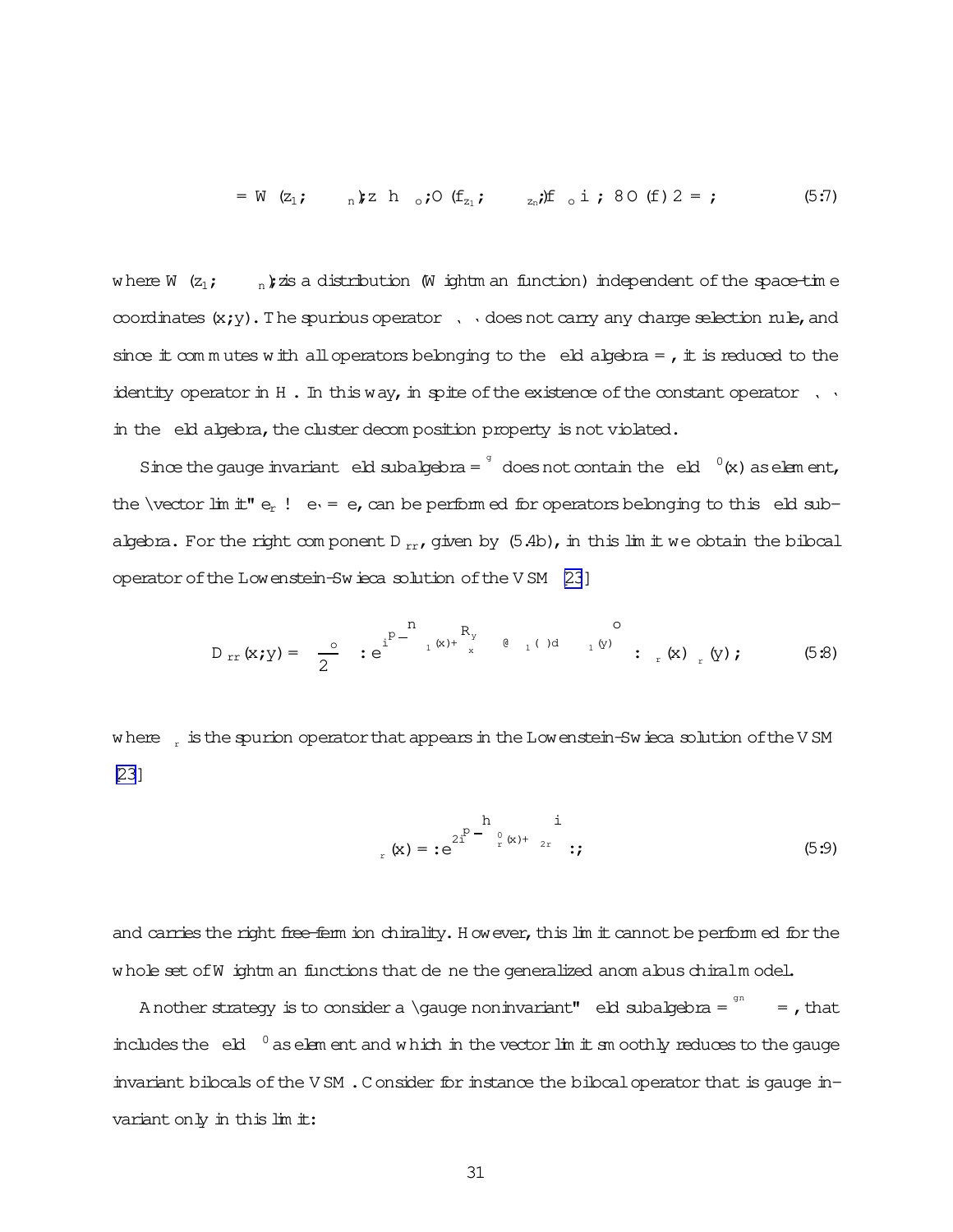$$= \mathcal{W}(z_1;\cdots;z_n) \langle \Omega_o, \mathcal{O}(f_{z_1};\cdots;f_{z_n})\Omega_o \rangle ;\ \forall \mathcal{O}(f) \in \Im ; \tag{5.7}$$

where $\mathcal{W}(z_1;\cdots;z_n)$ is a distribution (Wightman function) independent of the space-time coordinates $(x;y)$. The spurious operator $\varsigma_\ell$ does not carry any charge selection rule, and since it commutes with all operators belonging to the field algebra $\Im$, it is reduced to the identity operator in $\mathcal{H}$. In this way, in spite of the existence of the constant operator $\varsigma_\ell$ in the field algebra, the cluster decomposition property is not violated.

Since the gauge invariant field subalgebra $\Im^g$ does not contain the field $\eta^0(x)$ as element, the "vector limit" $e_r \to e_\ell = e$, can be performed for operators belonging to this field subalgebra. For the right component $D_{rr}$, given by (5.4b), in this limit we obtain the bilocal operator of the Lowenstein-Swieca solution of the VSM [23]

$$D_{rr}(x;y) = \frac{\mu_o}{2\pi} : e^{i\sqrt{\pi}\left\{ \Sigma_1(x) + \int_x^y \epsilon^{\mu\nu}\partial_\nu \Sigma_1(\xi)d\xi_\mu - \Sigma_1(y)\right\}} : \sigma_r(x)\,\sigma_r^*(y) ; \tag{5.8}$$

where $\sigma_r$ is the spurion operator that appears in the Lowenstein-Swieca solution of the VSM [23]

$$\sigma_r(x) = : e^{2i\sqrt{\pi}\left[ \varphi_r^0(x) + \eta_{2r} \right]} : ; \tag{5.9}$$

and carries the right free-fermion chirality. However, this limit cannot be performed for the whole set of Wightman functions that define the generalized anomalous chiral model.

Another strategy is to consider a "gauge noninvariant" field subalgebra $\Im^{gn} \subset \Im$, that includes the field $\eta^0$ as element and which in the vector limit smoothly reduces to the gauge invariant bilocals of the VSM. Consider for instance the bilocal operator that is gauge invariant only in this limit: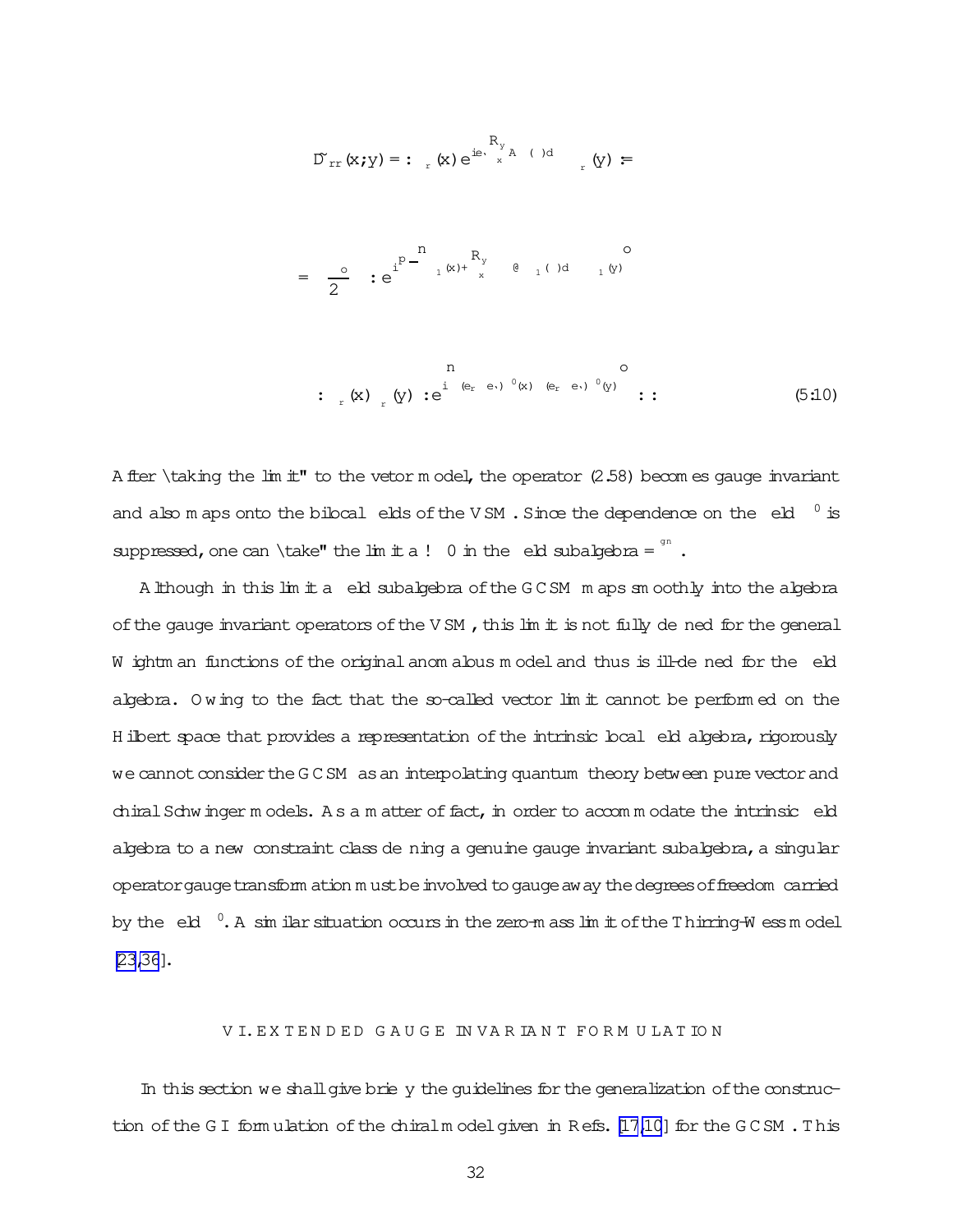$$\tilde{D}_{rr}(x;y) = :\psi_r(x)\, e^{ie_\ell \int_x^y A(\xi)d\xi}\, \psi_r^*(y) : =$$

$$= \frac{\mu_o}{2\pi} :e^{i\sqrt{\pi}\left\{ \Sigma_1(x) + \int_x^y \partial\Sigma_1(\xi)d\xi - \Sigma_1(y)\right\}} :$$

$$:\psi_r(x)\psi_r^*(y): e^{i\left\{ (e_r - e_\ell)\,\Phi^0(x) - (e_r - e_\ell)\,\Phi^0(y)\right\}} :: \tag{5.10}$$

After "taking the limit" to the vetor model, the operator (2.58) becomes gauge invariant and also maps onto the bilocal fields of the VSM. Since the dependence on the field $\Phi^0$ is suppressed, one can "take" the limit $a \to 0$ in the field subalgebra $\Im^{gn}$.

Although in this limit a field subalgebra of the GCSM maps smoothly into the algebra of the gauge invariant operators of the VSM, this limit is not fully defined for the general Wightman functions of the original anomalous model and thus is ill-defined for the field algebra. Owing to the fact that the so-called vector limit cannot be performed on the Hilbert space that provides a representation of the intrinsic local field algebra, rigorously we cannot consider the GCSM as an interpolating quantum theory between pure vector and chiral Schwinger models. As a matter of fact, in order to accommodate the intrinsic field algebra to a new constraint class defining a genuine gauge invariant subalgebra, a singular operator gauge transformation must be involved to gauge away the degrees of freedom carried by the field $\Phi^0$. A similar situation occurs in the zero-mass limit of the Thirring-Wess model [23,36].

## VI. EXTENDED GAUGE INVARIANT FORMULATION

In this section we shall give briefly the guidelines for the generalization of the construction of the GI formulation of the chiral model given in Refs. [17,10] for the GCSM. This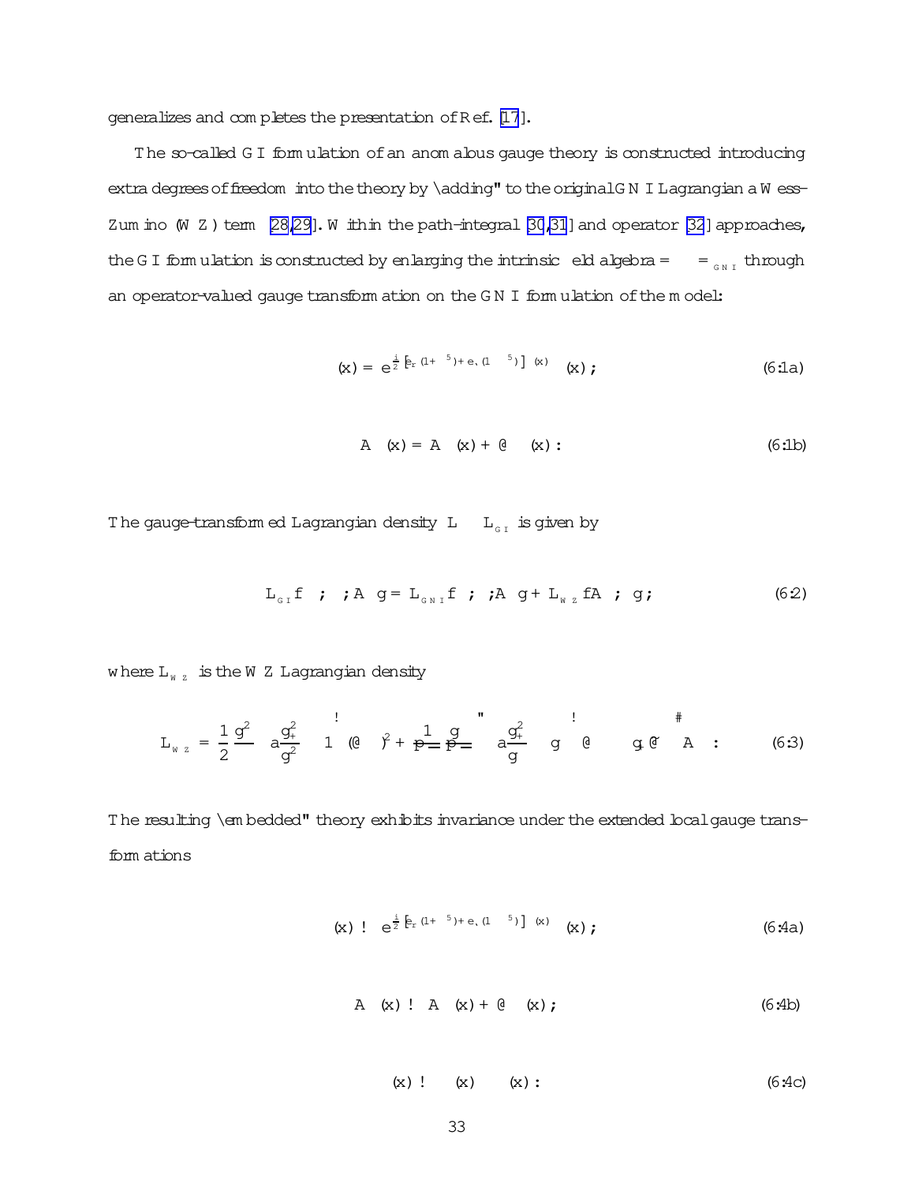generalizes and completes the presentation of Ref. [17].

The so-called GI formulation of an anomalous gauge theory is constructed introducing extra degrees of freedom into the theory by "adding" to the original GNI Lagrangian a Wess-Zumino (WZ) term [28,29]. Within the path-integral [30,31] and operator [32] approaches, the GI formulation is constructed by enlarging the intrinsic field algebra $\Im = \Im_{GNI}$ through an operator-valued gauge transformation on the GNI formulation of the model:

$$\psi(x) = e^{\frac{i}{2}\left[e_r(1+\gamma^5)+e_\ell(1-\gamma^5)\right]\theta(x)}\,\psi(x)\,; \tag{6.1a}$$

$$A^\mu(x) = A^\mu(x) + \partial^\mu\theta(x)\,: \tag{6.1b}$$

The gauge-transformed Lagrangian density $\mathcal{L} \equiv \mathcal{L}_{GI}$ is given by

$$\mathcal{L}_{GI}\{\psi,\theta;A\} = \mathcal{L}_{GNI}\{\psi,\theta;A\} + \mathcal{L}_{WZ}\{A,\theta\}\,; \tag{6.2}$$

where $\mathcal{L}_{WZ}$ is the WZ Lagrangian density

$$\mathcal{L}_{WZ} = \frac{1}{2}\frac{g^2}{\pi}\left(a\frac{g_+^2}{g^2} - 1\right)(\partial_\mu\theta)^2 + \frac{1}{\sqrt{\pi}}\frac{g}{\sqrt{\pi}}\left[\left(a\frac{g_+^2}{g} - g\right)\partial_\mu\theta - g_-\tilde{\partial}_\mu\theta\right]A^\mu\,: \tag{6.3}$$

The resulting "embedded" theory exhibits invariance under the extended local gauge transformations

$$\psi(x) \to e^{\frac{i}{2}\left[e_r(1+\gamma^5)+e_\ell(1-\gamma^5)\right]\Lambda(x)}\,\psi(x)\,; \tag{6.4a}$$

$$A^\mu(x) \to A^\mu(x) + \partial^\mu\Lambda(x)\,; \tag{6.4b}$$

$$\theta(x) \to \theta(x) - \Lambda(x)\,: \tag{6.4c}$$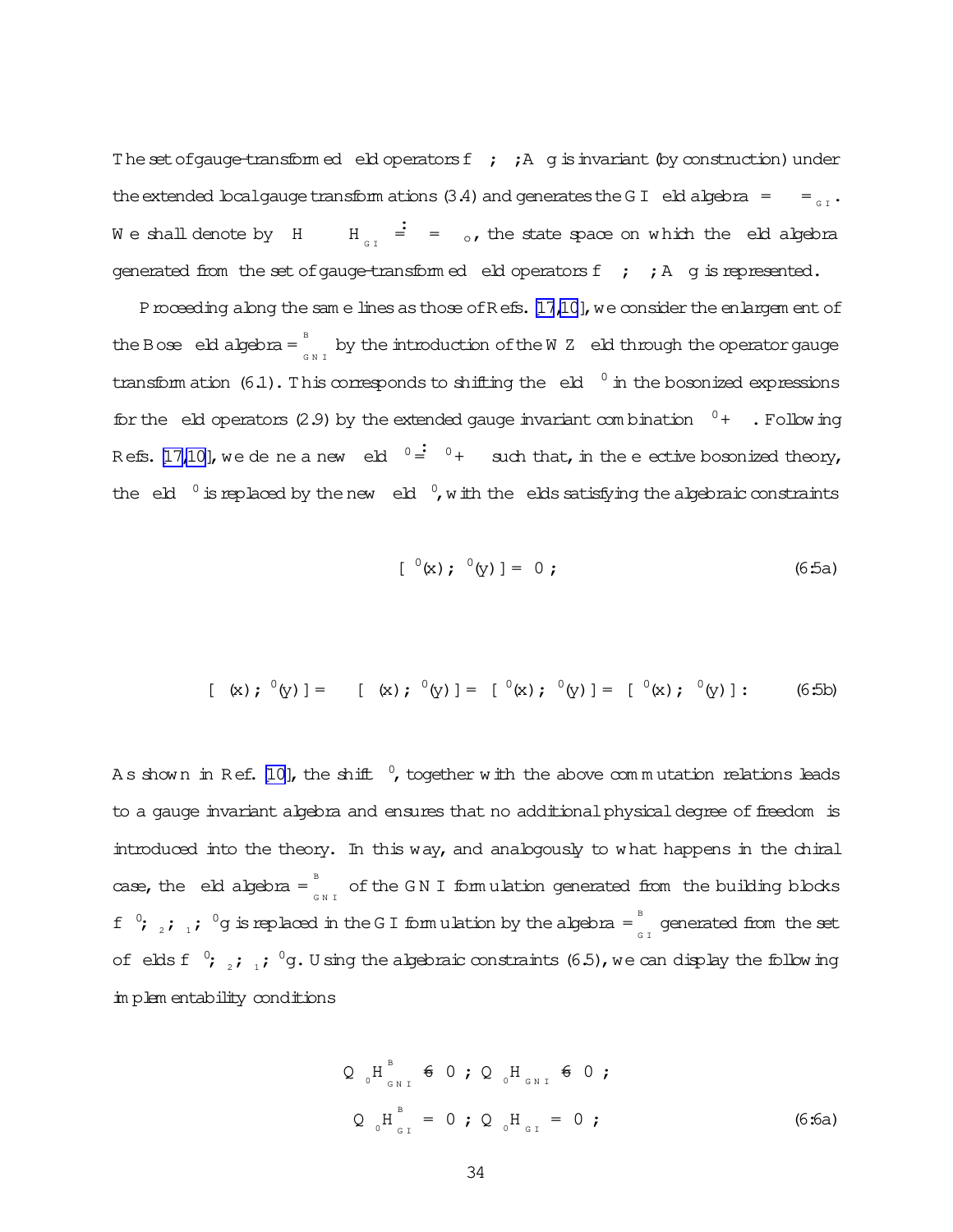The set of gauge-transformed field operators $\{ \; ; \; ; A \; \}$ is invariant (by construction) under the extended local gauge transformations (3.4) and generates the GI field algebra $= \;\; =_{GI}$. We shall denote by $H \quad H_{GI} \stackrel{:}{=} \; = \;\; _o$, the state space on which the field algebra generated from the set of gauge-transformed field operators $\{ \; ; \; ; A \; \}$ is represented.

Proceeding along the same lines as those of Refs. [17,10], we consider the enlargement of the Bose field algebra $= ^{B}_{GNI}$ by the introduction of the WZ field through the operator gauge transformation (6.1). This corresponds to shifting the field $^0$ in the bosonized expressions for the field operators (2.9) by the extended gauge invariant combination $^0 + \;$. Following Refs. [17,10], we define a new field $^0 \stackrel{:}{=} \; ^0 + \;$ such that, in the effective bosonized theory, the field $^0$ is replaced by the new field $^0$, with the fields satisfying the algebraic constraints

$$[ \; ^0(x) \; ; \; ^0(y) \; ] = 0 \; ; \tag{6.5a}$$

$$[ \; (x) \; ; \; ^0(y) \; ] = \; [ \; (x) \; ; \; ^0(y) \; ] = [ \; ^0(x) \; ; \; ^0(y) \; ] = [ \; ^0(x) \; ; \; ^0(y) \; ] \; : \tag{6.5b}$$

As shown in Ref. [10], the shift $^0$, together with the above commutation relations leads to a gauge invariant algebra and ensures that no additional physical degree of freedom is introduced into the theory. In this way, and analogously to what happens in the chiral case, the field algebra $= ^{B}_{GNI}$ of the GNI formulation generated from the building blocks $\{ \; ^0 ; \; _2 ; \; _1 ; \; ^0 \}$ is replaced in the GI formulation by the algebra $= ^{B}_{GI}$ generated from the set of fields $\{ \; ^0 ; \; _2 ; \; _1 ; \; ^0 \}$. Using the algebraic constraints (6.5), we can display the following implementability conditions

$$Q \; _0 H^{B}_{GNI} \neq 0 \; ; \; Q \; _0 H_{GNI} \neq 0 \; ;$$

$$Q \; _0 H^{B}_{GI} = 0 \; ; \; Q \; _0 H_{GI} = 0 \; ; \tag{6.6a}$$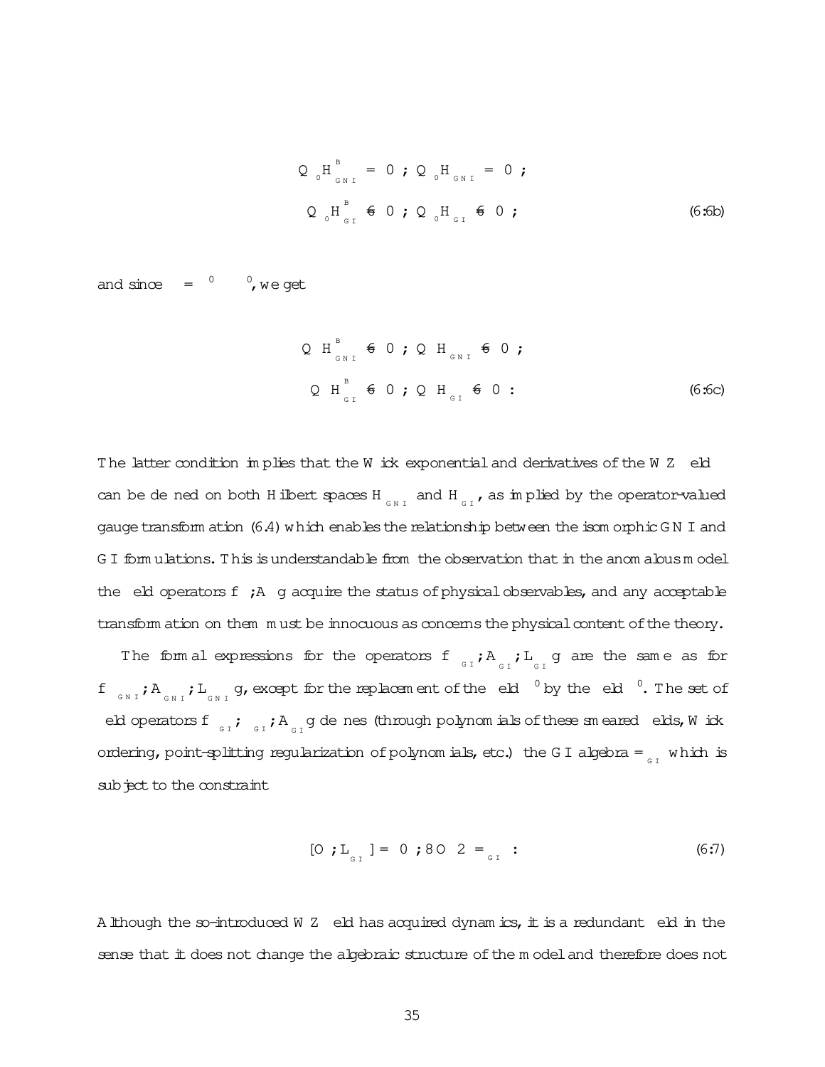$$Q_{\,0}H^{B}_{GNI} = 0\,;\; Q_{\,0}H_{GNI} = 0\,;$$

$$Q_{\,0}H^{B}_{GI} \neq 0\,;\; Q_{\,0}H_{GI} \neq 0\,; \tag{6.6b}$$

and since $\Theta = \Theta^0 - \theta^0$, we get

$$Q_{\Theta}H^{B}_{GNI} \neq 0\,;\; Q_{\Theta}H_{GNI} \neq 0\,;$$

$$Q_{\Theta}H^{B}_{GI} \neq 0\,;\; Q_{\Theta}H_{GI} \neq 0\,: \tag{6.6c}$$

The latter condition implies that the Wick exponential and derivatives of the WZ field can be defined on both Hilbert spaces $H_{GNI}$ and $H_{GI}$, as implied by the operator-valued gauge transformation (6.4) which enables the relationship between the isomorphic GNI and GI formulations. This is understandable from the observation that in the anomalous model the field operators $\{\psi, A_\mu\}$ acquire the status of physical observables, and any acceptable transformation on them must be innocuous as concerns the physical content of the theory.

The formal expressions for the operators $\{\psi_{GI}, A_{\mu_{GI}}, L_{GI}\}$ are the same as for $\{\psi_{GNI}, A_{\mu_{GNI}}, L_{GNI}\}$, except for the replacement of the field $\Theta^0$ by the field $\theta^0$. The set of field operators $\{\psi_{GI}, \theta_{GI}, A_{\mu_{GI}}\}$ defines (through polynomials of these smeared fields, Wick ordering, point-splitting regularization of polynomials, etc.) the GI algebra $\Im_{GI}$ which is subject to the constraint

$$[\,O\,, L_{GI}\,] = 0\,;\;\forall O \in \Im_{GI}\,: \tag{6.7}$$

Although the so-introduced WZ field has acquired dynamics, it is a redundant field in the sense that it does not change the algebraic structure of the model and therefore does not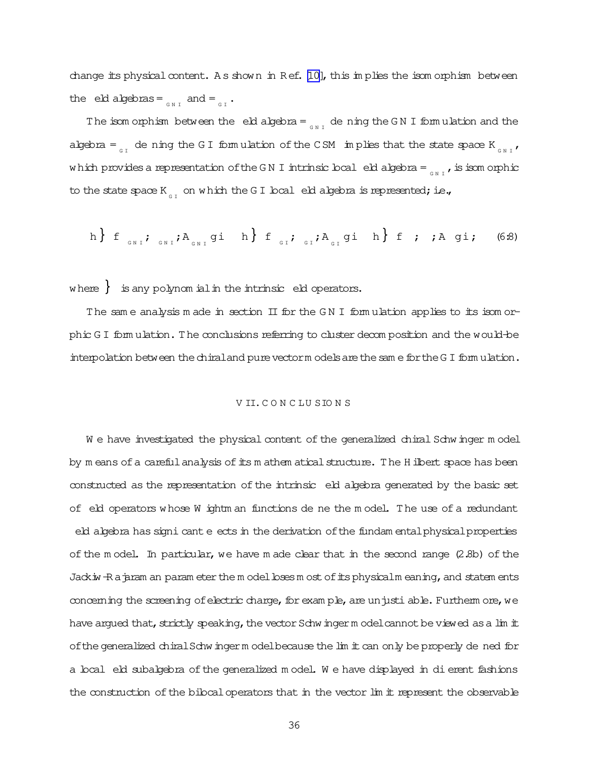change its physical content. As shown in Ref. [10], this implies the isomorphism between the field algebras $\Im_{GNI}$ and $\Im_{GI}$.

The isomorphism between the field algebra $\Im_{GNI}$ defining the GNI formulation and the algebra $\Im_{GI}$ defining the GI formulation of the CSM implies that the state space $\mathcal{K}_{GNI}$, which provides a representation of the GNI intrinsic local field algebra $\Im_{GNI}$, is isomorphic to the state space $\mathcal{K}_{GI}$ on which the GI local field algebra is represented; i.e.,

$$\langle \wp \{ \psi_{GNI}, \phi_{GNI}, A_{GNI} \} \rangle \equiv \langle \wp \{ \psi_{GI}, \phi_{GI}, A_{GI} \} \rangle \equiv \langle \wp \{ \psi, \phi, A \} \rangle, \tag{6.8}$$

where $\wp$ is any polynomial in the intrinsic field operators.

The same analysis made in section II for the GNI formulation applies to its isomorphic GI formulation. The conclusions referring to cluster decomposition and the would-be interpolation between the chiral and pure vector models are the same for the GI formulation.

## VII. CONCLUSIONS

We have investigated the physical content of the generalized chiral Schwinger model by means of a careful analysis of its mathematical structure. The Hilbert space has been constructed as the representation of the intrinsic field algebra generated by the basic set of field operators whose Wightman functions define the model. The use of a redundant field algebra has significant effects in the derivation of the fundamental physical properties of the model. In particular, we have made clear that in the second range (2.8b) of the Jackiw-Rajaraman parameter the model loses most of its physical meaning, and statements concerning the screening of electric charge, for example, are unjustifiable. Furthermore, we have argued that, strictly speaking, the vector Schwinger model cannot be viewed as a limit of the generalized chiral Schwinger model because the limit can only be properly defined for a local field subalgebra of the generalized model. We have displayed in different fashions the construction of the bilocal operators that in the vector limit represent the observable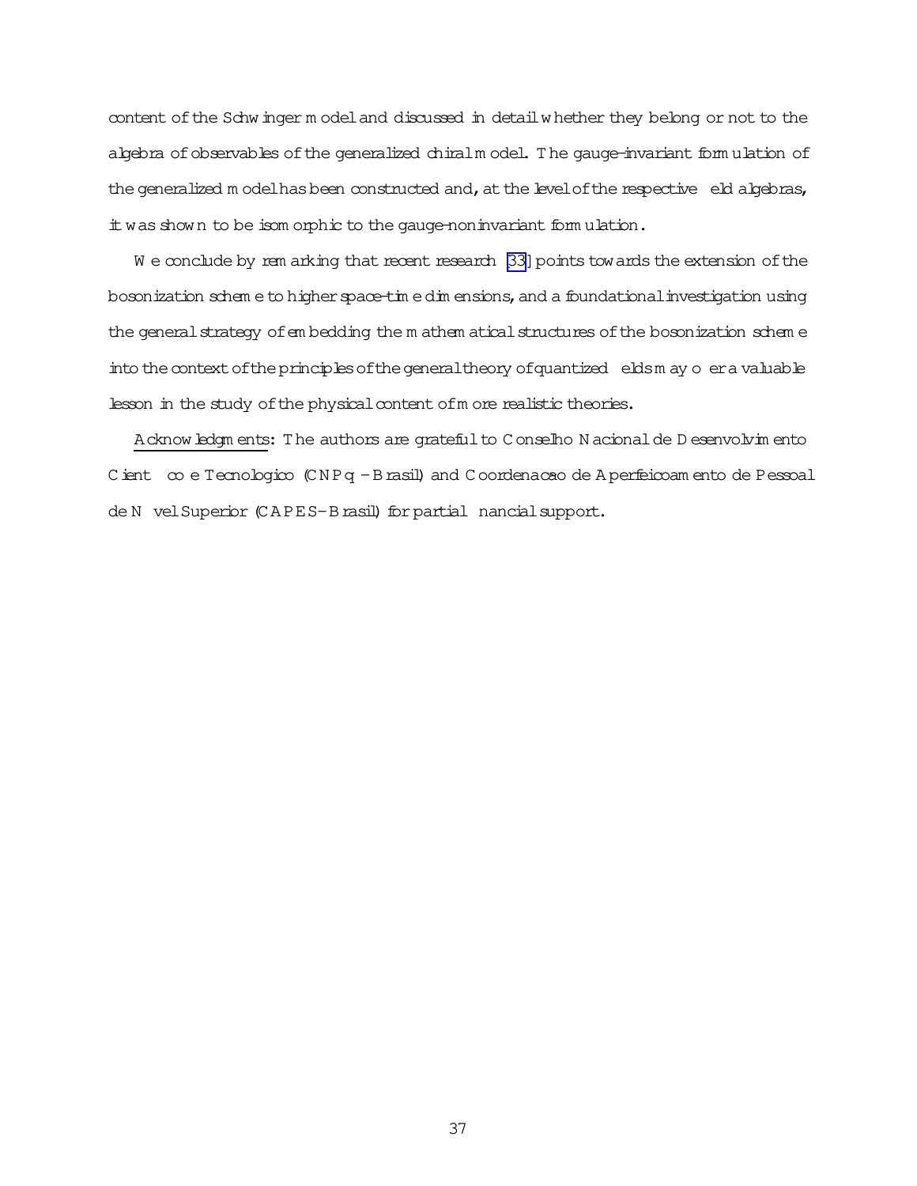content of the Schwinger model and discussed in detail whether they belong or not to the algebra of observables of the generalized chiral model. The gauge-invariant formulation of the generalized model has been constructed and, at the level of the respective field algebras, it was shown to be isomorphic to the gauge-noninvariant formulation.

We conclude by remarking that recent research [33] points towards the extension of the bosonization scheme to higher space-time dimensions, and a foundational investigation using the general strategy of embedding the mathematical structures of the bosonization scheme into the context of the principles of the general theory of quantized fields may offer a valuable lesson in the study of the physical content of more realistic theories.

<u>Acknowledgments</u>: The authors are grateful to Conselho Nacional de Desenvolvimento Científico e Tecnologico (CNPq - Brasil) and Coordenacao de Aperfeicoamento de Pessoal de Nível Superior (CAPES - Brasil) for partial financial support.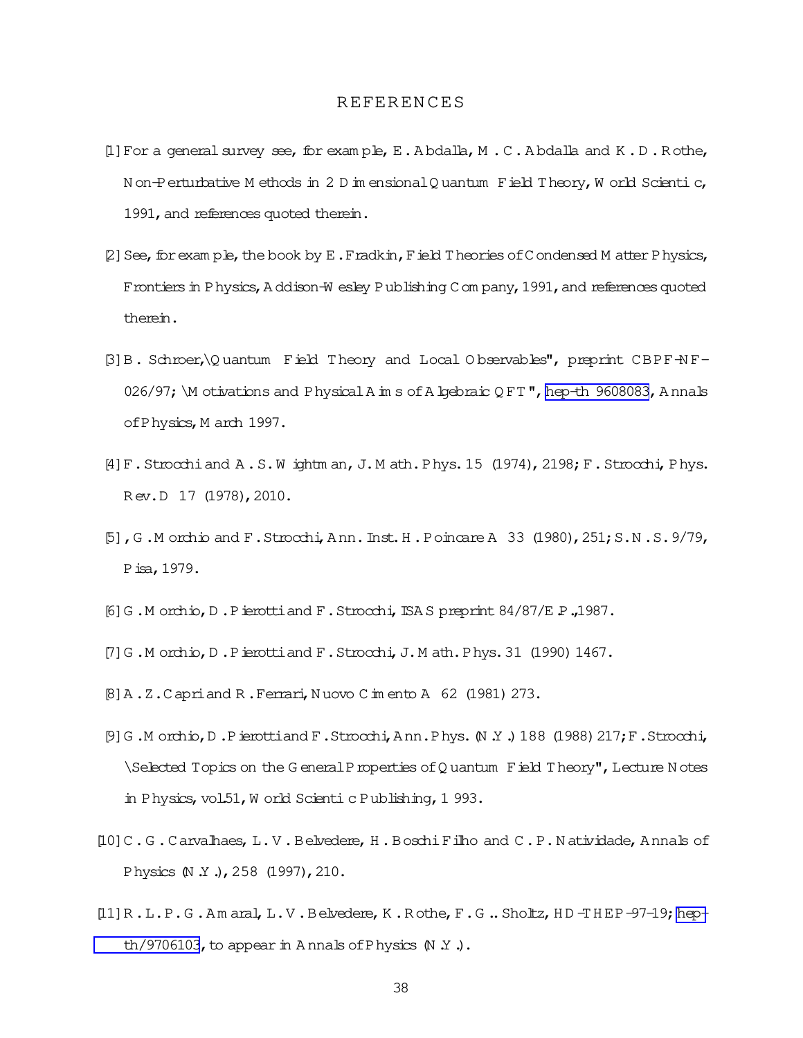# REFERENCES

[1] For a general survey see, for example, E. Abdalla, M. C. Abdalla and K. D. Rothe, Non-Perturbative Methods in 2 Dimensional Quantum Field Theory, World Scientific, 1991, and references quoted therein.

[2] See, for example, the book by E. Fradkin, Field Theories of Condensed Matter Physics, Frontiers in Physics, Addison-Wesley Publishing Company, 1991, and references quoted therein.

[3] B. Schroer, "Quantum Field Theory and Local Observables", preprint CBPF-NF-026/97; "Motivations and Physical Aims of Algebraic QFT", hep-th 9608083, Annals of Physics, March 1997.

[4] F. Strocchi and A. S. Wightman, J. Math. Phys. 15 (1974), 2198; F. Strocchi, Phys. Rev. D 17 (1978), 2010.

[5] , G. Morchio and F. Strocchi, Ann. Inst. H. Poincare A 33 (1980), 251; S.N.S. 9/79, Pisa, 1979.

[6] G. Morchio, D. Pierotti and F. Strocchi, ISAS preprint 84/87/E.P., 1987.

[7] G. Morchio, D. Pierotti and F. Strocchi, J. Math. Phys. 31 (1990) 1467.

[8] A. Z. Capri and R. Ferrari, Nuovo Cimento A 62 (1981) 273.

[9] G. Morchio, D. Pierotti and F. Strocchi, Ann. Phys. (N.Y.) 188 (1988) 217; F. Strocchi, "Selected Topics on the General Properties of Quantum Field Theory", Lecture Notes in Physics, vol. 51, World Scientific Publishing, 1 993.

[10] C. G. Carvalhaes, L. V. Belvedere, H. Boschi Filho and C. P. Natividade, Annals of Physics (N.Y.), 258 (1997), 210.

[11] R. L. P. G. Amaral, L. V. Belvedere, K. Rothe, F. G.. Sholtz, HD-THEP-97-19; hep-th/9706103, to appear in Annals of Physics (N.Y.).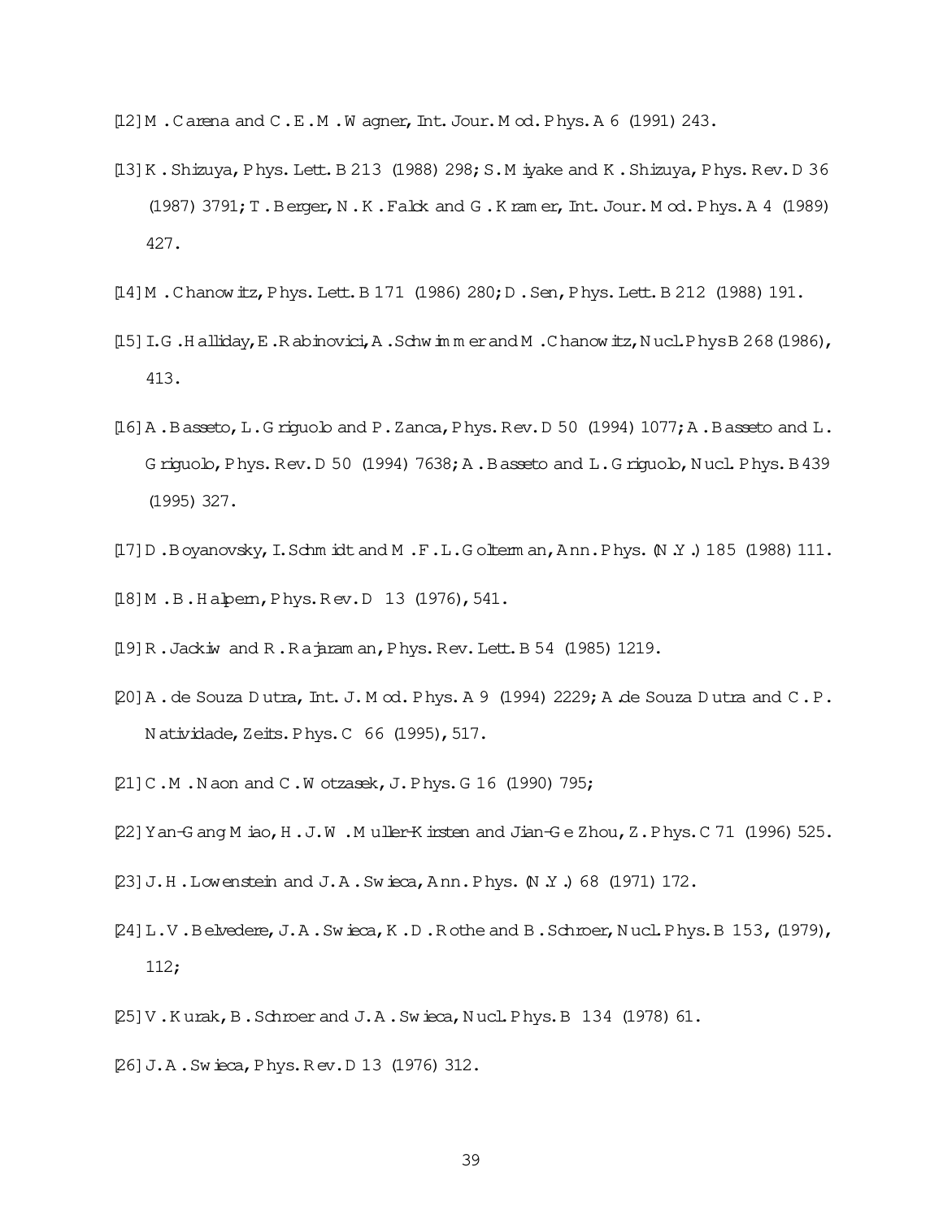[12] M. Carena and C.E.M. Wagner, Int. Jour. Mod. Phys. A 6 (1991) 243.

[13] K. Shizuya, Phys. Lett. B 213 (1988) 298; S. Miyake and K. Shizuya, Phys. Rev. D 36 (1987) 3791; T. Berger, N.K. Falck and G. Kramer, Int. Jour. Mod. Phys. A 4 (1989) 427.

[14] M. Chanowitz, Phys. Lett. B 171 (1986) 280; D. Sen, Phys. Lett. B 212 (1988) 191.

[15] I.G. Halliday, E. Rabinovici, A. Schwimmer and M. Chanowitz, Nucl. Phys B 268 (1986), 413.

[16] A. Basseto, L. Griguolo and P. Zanca, Phys. Rev. D 50 (1994) 1077; A. Basseto and L. Griguolo, Phys. Rev. D 50 (1994) 7638; A. Basseto and L. Griguolo, Nucl. Phys. B 439 (1995) 327.

[17] D. Boyanovsky, I. Schmidt and M.F.L. Golterman, Ann. Phys. (N.Y.) 185 (1988) 111.

[18] M.B. Halpern, Phys. Rev. D 13 (1976), 541.

[19] R. Jackiw and R. Rajaraman, Phys. Rev. Lett. B 54 (1985) 1219.

[20] A. de Souza Dutra, Int. J. Mod. Phys. A 9 (1994) 2229; A. de Souza Dutra and C.P. Natividade, Zeits. Phys. C 66 (1995), 517.

[21] C.M. Naon and C. Wotzasek, J. Phys. G 16 (1990) 795;

[22] Yan-Gang Miao, H.J.W. Muller-Kirsten and Jian-Ge Zhou, Z. Phys. C 71 (1996) 525.

[23] J.H. Lowenstein and J.A. Swieca, Ann. Phys. (N.Y.) 68 (1971) 172.

[24] L.V. Belvedere, J.A. Swieca, K.D. Rothe and B. Schroer, Nucl. Phys. B 153, (1979), 112;

[25] V. Kurak, B. Schroer and J.A. Swieca, Nucl. Phys. B 134 (1978) 61.

[26] J.A. Swieca, Phys. Rev. D 13 (1976) 312.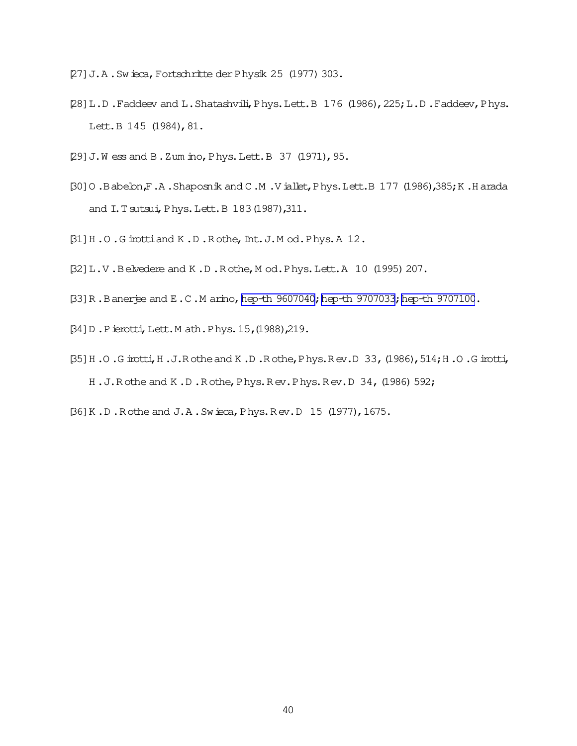[27] J. A. Swieca, Fortschritte der Physik 25 (1977) 303.

[28] L. D. Faddeev and L. Shatashvili, Phys. Lett. B 176 (1986), 225; L. D. Faddeev, Phys. Lett. B 145 (1984), 81.

[29] J. Wess and B. Zumino, Phys. Lett. B 37 (1971), 95.

[30] O. Babelon, F. A. Shaposnik and C. M. Viallet, Phys. Lett. B 177 (1986), 385; K. Harada and I. Tsutsui, Phys. Lett. B 183 (1987), 311.

[31] H. O. Girotti and K. D. Rothe, Int. J. Mod. Phys. A 12.

[32] L. V. Belvedere and K. D. Rothe, Mod. Phys. Lett. A 10 (1995) 207.

[33] R. Banerjee and E. C. Marino, hep-th 9607040; hep-th 9707033; hep-th 9707100.

[34] D. Pierotti, Lett. Math. Phys. 15, (1988), 219.

[35] H. O. Girotti, H. J. Rothe and K. D. Rothe, Phys. Rev. D 33, (1986), 514; H. O. Girotti, H. J. Rothe and K. D. Rothe, Phys. Rev. Phys. Rev. D 34, (1986) 592;

[36] K. D. Rothe and J. A. Swieca, Phys. Rev. D 15 (1977), 1675.